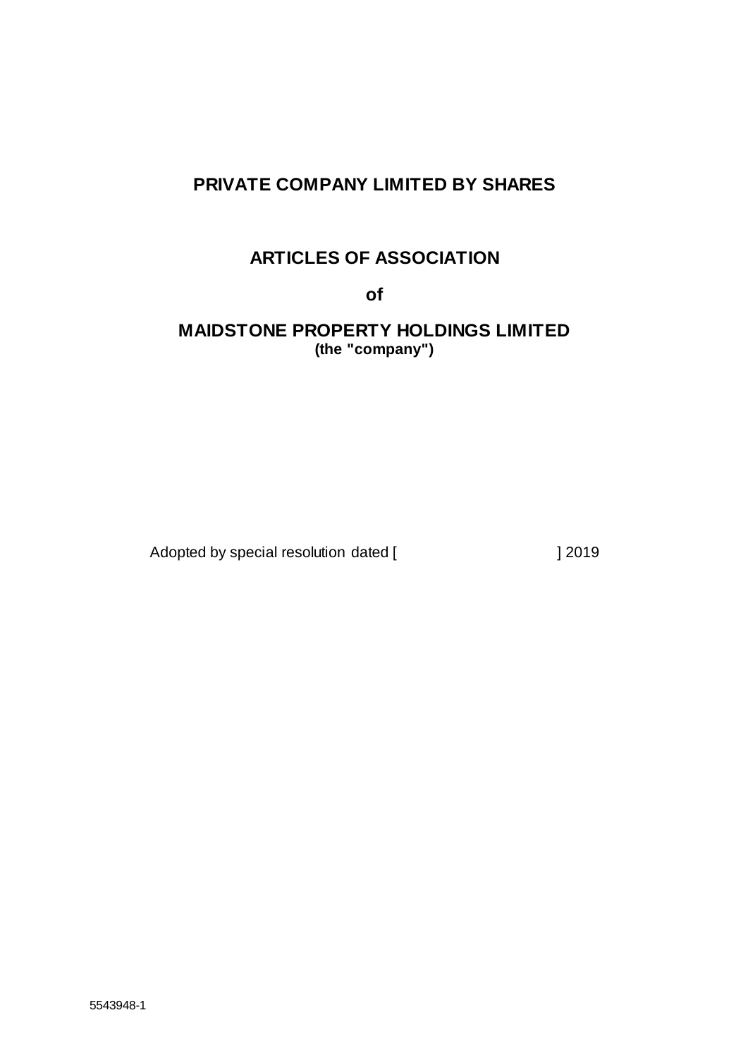# PRIVATE COMPANY LIMITED BY SHARES

# ARTICLES OF ASSOCIATION

**of**

# MAIDSTONE PROPERTY HOLDINGS LIMITED

**(the "company")**

Adopted by special resolution dated [ ] 2019

5543948-1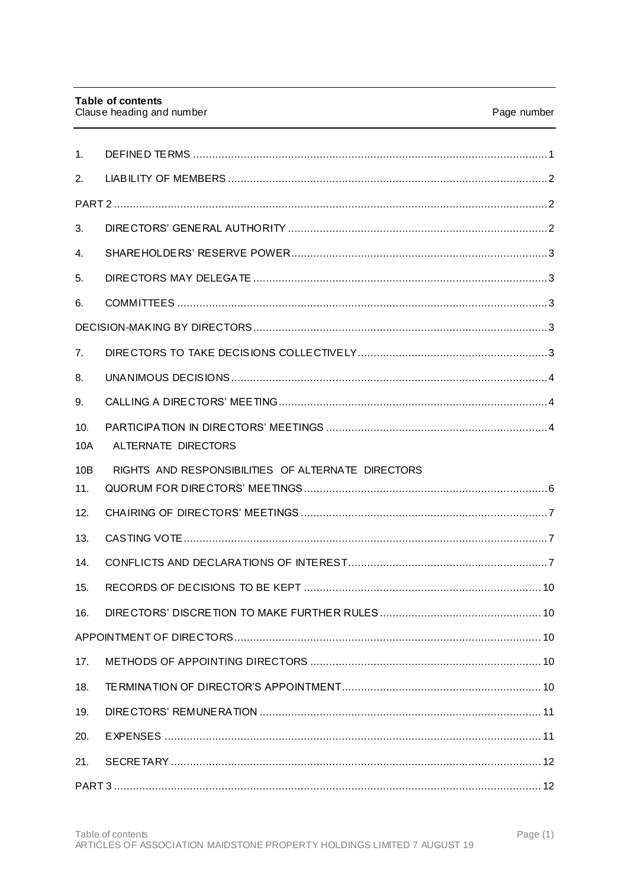**Table of contents**

| Clause heading and number | | Page number |
|---|---|---|
| 1. | DEFINED TERMS | 1 |
| 2. | LIABILITY OF MEMBERS | 2 |
| PART 2 | | 2 |
| 3. | DIRECTORS' GENERAL AUTHORITY | 2 |
| 4. | SHAREHOLDERS' RESERVE POWER | 3 |
| 5. | DIRECTORS MAY DELEGATE | 3 |
| 6. | COMMITTEES | 3 |
| DECISION-MAKING BY DIRECTORS | | 3 |
| 7. | DIRECTORS TO TAKE DECISIONS COLLECTIVELY | 3 |
| 8. | UNANIMOUS DECISIONS | 4 |
| 9. | CALLING A DIRECTORS' MEETING | 4 |
| 10. | PARTICIPATION IN DIRECTORS' MEETINGS | 4 |
| 10A | ALTERNATE DIRECTORS | |
| 10B | RIGHTS AND RESPONSIBILITIES OF ALTERNATE DIRECTORS | |
| 11. | QUORUM FOR DIRECTORS' MEETINGS | 6 |
| 12. | CHAIRING OF DIRECTORS' MEETINGS | 7 |
| 13. | CASTING VOTE | 7 |
| 14. | CONFLICTS AND DECLARATIONS OF INTEREST | 7 |
| 15. | RECORDS OF DECISIONS TO BE KEPT | 10 |
| 16. | DIRECTORS' DISCRETION TO MAKE FURTHER RULES | 10 |
| APPOINTMENT OF DIRECTORS | | 10 |
| 17. | METHODS OF APPOINTING DIRECTORS | 10 |
| 18. | TERMINATION OF DIRECTOR'S APPOINTMENT | 10 |
| 19. | DIRECTORS' REMUNERATION | 11 |
| 20. | EXPENSES | 11 |
| 21. | SECRETARY | 12 |
| PART 3 | | 12 |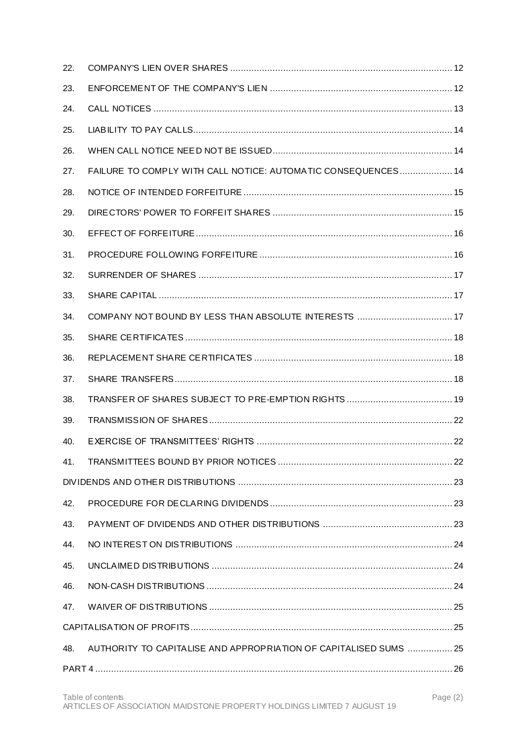| | | |
|---|---|---|
| 22. | COMPANY'S LIEN OVER SHARES | 12 |
| 23. | ENFORCEMENT OF THE COMPANY'S LIEN | 12 |
| 24. | CALL NOTICES | 13 |
| 25. | LIABILITY TO PAY CALLS | 14 |
| 26. | WHEN CALL NOTICE NEED NOT BE ISSUED | 14 |
| 27. | FAILURE TO COMPLY WITH CALL NOTICE: AUTOMATIC CONSEQUENCES | 14 |
| 28. | NOTICE OF INTENDED FORFEITURE | 15 |
| 29. | DIRECTORS' POWER TO FORFEIT SHARES | 15 |
| 30. | EFFECT OF FORFEITURE | 16 |
| 31. | PROCEDURE FOLLOWING FORFEITURE | 16 |
| 32. | SURRENDER OF SHARES | 17 |
| 33. | SHARE CAPITAL | 17 |
| 34. | COMPANY NOT BOUND BY LESS THAN ABSOLUTE INTERESTS | 17 |
| 35. | SHARE CERTIFICATES | 18 |
| 36. | REPLACEMENT SHARE CERTIFICATES | 18 |
| 37. | SHARE TRANSFERS | 18 |
| 38. | TRANSFER OF SHARES SUBJECT TO PRE-EMPTION RIGHTS | 19 |
| 39. | TRANSMISSION OF SHARES | 22 |
| 40. | EXERCISE OF TRANSMITTEES' RIGHTS | 22 |
| 41. | TRANSMITTEES BOUND BY PRIOR NOTICES | 22 |
| DIVIDENDS AND OTHER DISTRIBUTIONS | | 23 |
| 42. | PROCEDURE FOR DECLARING DIVIDENDS | 23 |
| 43. | PAYMENT OF DIVIDENDS AND OTHER DISTRIBUTIONS | 23 |
| 44. | NO INTEREST ON DISTRIBUTIONS | 24 |
| 45. | UNCLAIMED DISTRIBUTIONS | 24 |
| 46. | NON-CASH DISTRIBUTIONS | 24 |
| 47. | WAIVER OF DISTRIBUTIONS | 25 |
| CAPITALISATION OF PROFITS | | 25 |
| 48. | AUTHORITY TO CAPITALISE AND APPROPRIATION OF CAPITALISED SUMS | 25 |
| PART 4 | | 26 |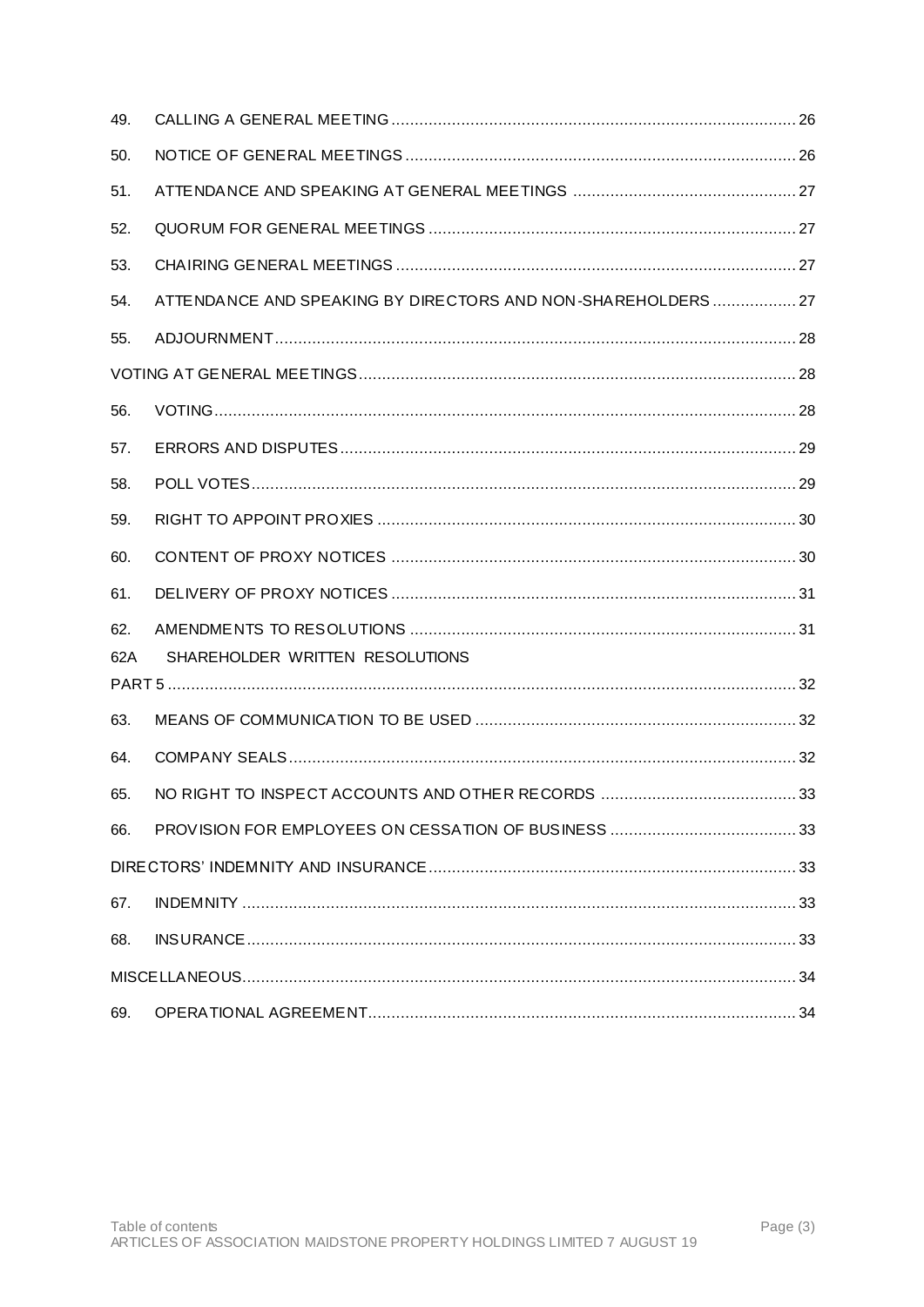| | | |
|---|---|---|
| 49. | CALLING A GENERAL MEETING | 26 |
| 50. | NOTICE OF GENERAL MEETINGS | 26 |
| 51. | ATTENDANCE AND SPEAKING AT GENERAL MEETINGS | 27 |
| 52. | QUORUM FOR GENERAL MEETINGS | 27 |
| 53. | CHAIRING GENERAL MEETINGS | 27 |
| 54. | ATTENDANCE AND SPEAKING BY DIRECTORS AND NON-SHAREHOLDERS | 27 |
| 55. | ADJOURNMENT | 28 |
| VOTING AT GENERAL MEETINGS | | 28 |
| 56. | VOTING | 28 |
| 57. | ERRORS AND DISPUTES | 29 |
| 58. | POLL VOTES | 29 |
| 59. | RIGHT TO APPOINT PROXIES | 30 |
| 60. | CONTENT OF PROXY NOTICES | 30 |
| 61. | DELIVERY OF PROXY NOTICES | 31 |
| 62. | AMENDMENTS TO RESOLUTIONS | 31 |
| 62A | SHAREHOLDER WRITTEN RESOLUTIONS | |
| PART 5 | | 32 |
| 63. | MEANS OF COMMUNICATION TO BE USED | 32 |
| 64. | COMPANY SEALS | 32 |
| 65. | NO RIGHT TO INSPECT ACCOUNTS AND OTHER RECORDS | 33 |
| 66. | PROVISION FOR EMPLOYEES ON CESSATION OF BUSINESS | 33 |
| DIRECTORS' INDEMNITY AND INSURANCE | | 33 |
| 67. | INDEMNITY | 33 |
| 68. | INSURANCE | 33 |
| MISCELLANEOUS | | 34 |
| 69. | OPERATIONAL AGREEMENT | 34 |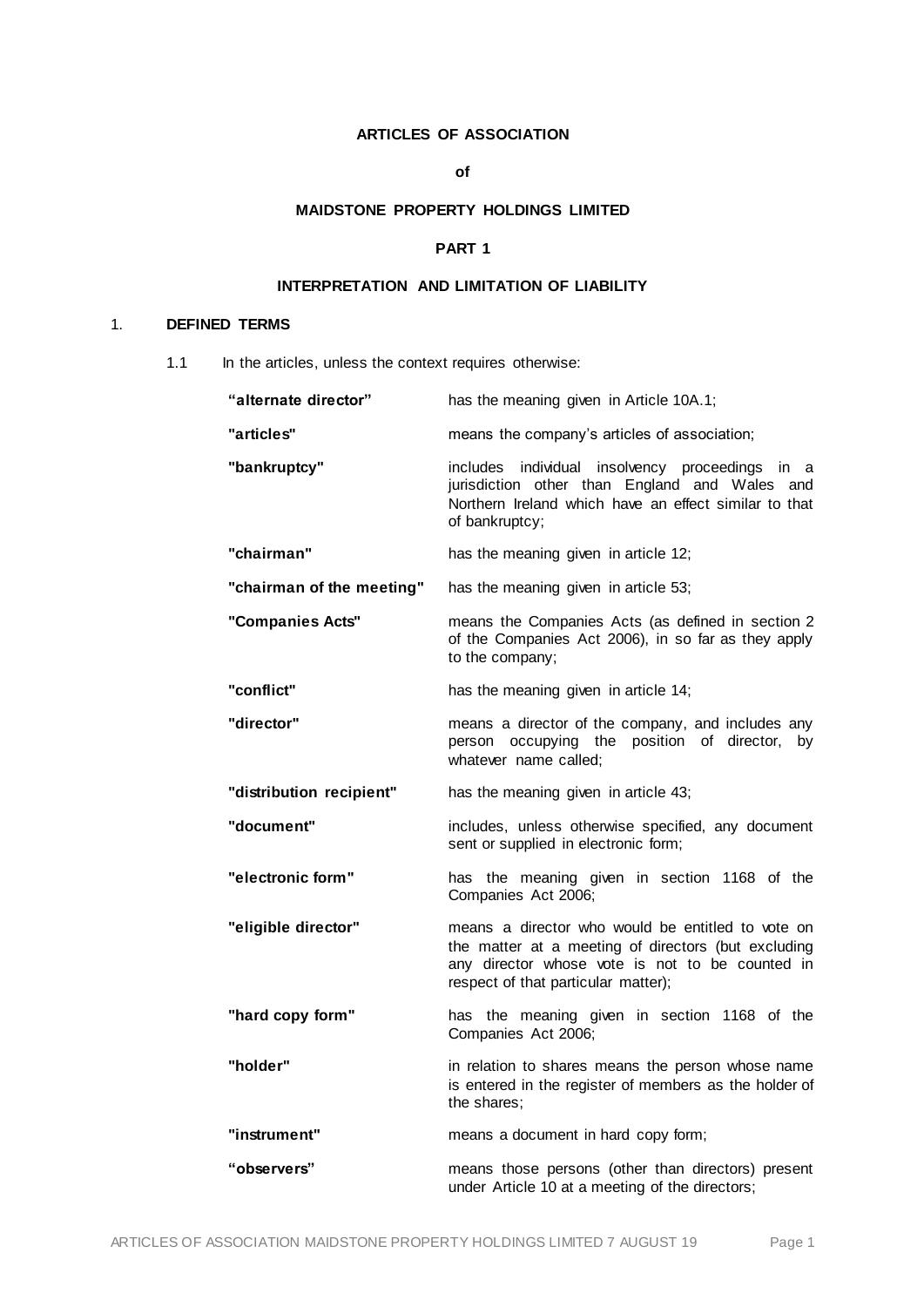# ARTICLES OF ASSOCIATION

**of**

## MAIDSTONE PROPERTY HOLDINGS LIMITED

### PART 1

### INTERPRETATION AND LIMITATION OF LIABILITY

1. **DEFINED TERMS**

   1.1 In the articles, unless the context requires otherwise:

| | |
|---|---|
| **"alternate director"** | has the meaning given in Article 10A.1; |
| **"articles"** | means the company's articles of association; |
| **"bankruptcy"** | includes individual insolvency proceedings in a jurisdiction other than England and Wales and Northern Ireland which have an effect similar to that of bankruptcy; |
| **"chairman"** | has the meaning given in article 12; |
| **"chairman of the meeting"** | has the meaning given in article 53; |
| **"Companies Acts"** | means the Companies Acts (as defined in section 2 of the Companies Act 2006), in so far as they apply to the company; |
| **"conflict"** | has the meaning given in article 14; |
| **"director"** | means a director of the company, and includes any person occupying the position of director, by whatever name called; |
| **"distribution recipient"** | has the meaning given in article 43; |
| **"document"** | includes, unless otherwise specified, any document sent or supplied in electronic form; |
| **"electronic form"** | has the meaning given in section 1168 of the Companies Act 2006; |
| **"eligible director"** | means a director who would be entitled to vote on the matter at a meeting of directors (but excluding any director whose vote is not to be counted in respect of that particular matter); |
| **"hard copy form"** | has the meaning given in section 1168 of the Companies Act 2006; |
| **"holder"** | in relation to shares means the person whose name is entered in the register of members as the holder of the shares; |
| **"instrument"** | means a document in hard copy form; |
| **"observers"** | means those persons (other than directors) present under Article 10 at a meeting of the directors; |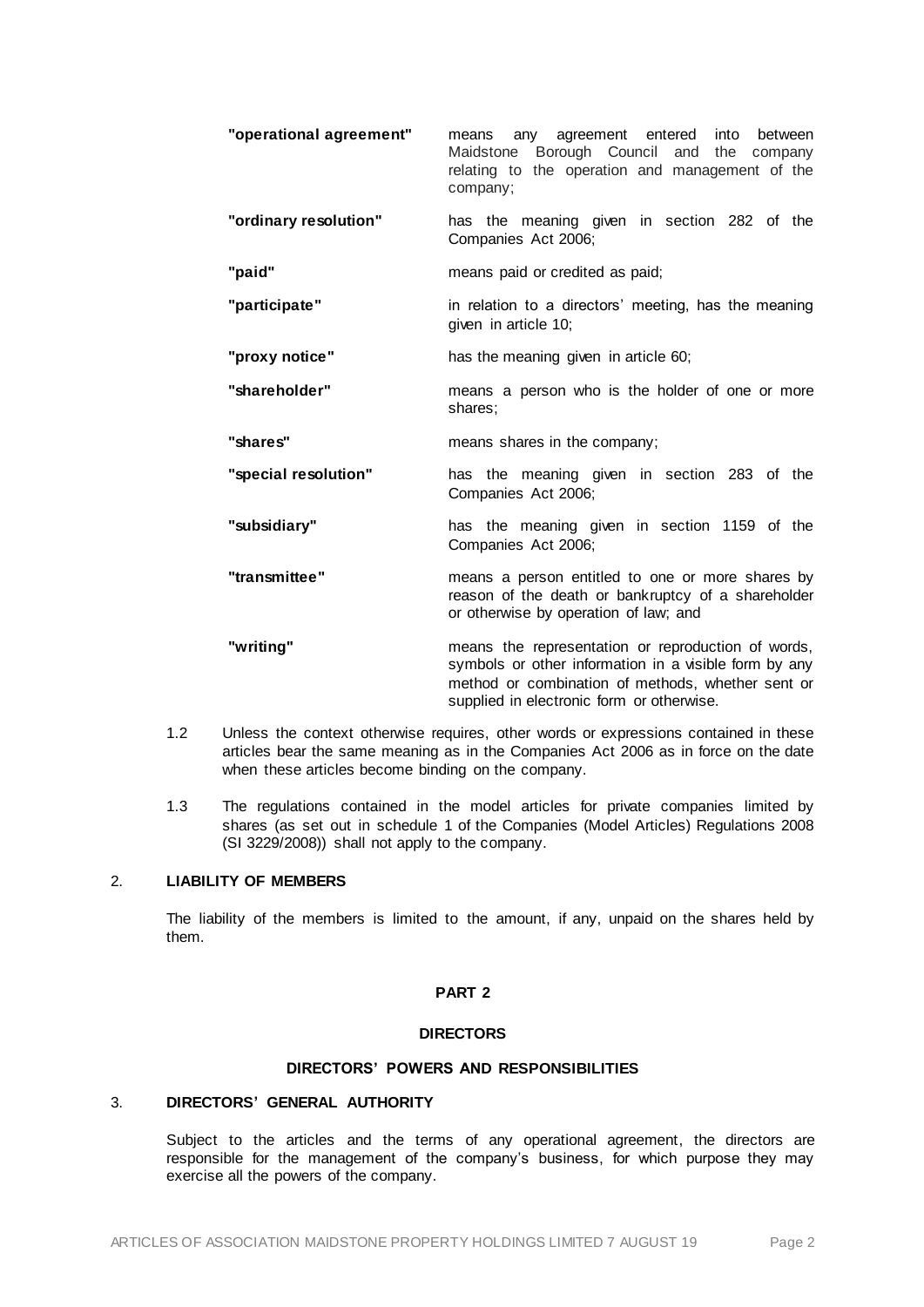| | |
|---|---|
| **"operational agreement"** | means any agreement entered into between Maidstone Borough Council and the company relating to the operation and management of the company; |
| **"ordinary resolution"** | has the meaning given in section 282 of the Companies Act 2006; |
| **"paid"** | means paid or credited as paid; |
| **"participate"** | in relation to a directors' meeting, has the meaning given in article 10; |
| **"proxy notice"** | has the meaning given in article 60; |
| **"shareholder"** | means a person who is the holder of one or more shares; |
| **"shares"** | means shares in the company; |
| **"special resolution"** | has the meaning given in section 283 of the Companies Act 2006; |
| **"subsidiary"** | has the meaning given in section 1159 of the Companies Act 2006; |
| **"transmittee"** | means a person entitled to one or more shares by reason of the death or bankruptcy of a shareholder or otherwise by operation of law; and |
| **"writing"** | means the representation or reproduction of words, symbols or other information in a visible form by any method or combination of methods, whether sent or supplied in electronic form or otherwise. |

1.2 Unless the context otherwise requires, other words or expressions contained in these articles bear the same meaning as in the Companies Act 2006 as in force on the date when these articles become binding on the company.

1.3 The regulations contained in the model articles for private companies limited by shares (as set out in schedule 1 of the Companies (Model Articles) Regulations 2008 (SI 3229/2008)) shall not apply to the company.

## 2. LIABILITY OF MEMBERS

The liability of the members is limited to the amount, if any, unpaid on the shares held by them.

## PART 2

## DIRECTORS

### DIRECTORS' POWERS AND RESPONSIBILITIES

## 3. DIRECTORS' GENERAL AUTHORITY

Subject to the articles and the terms of any operational agreement, the directors are responsible for the management of the company's business, for which purpose they may exercise all the powers of the company.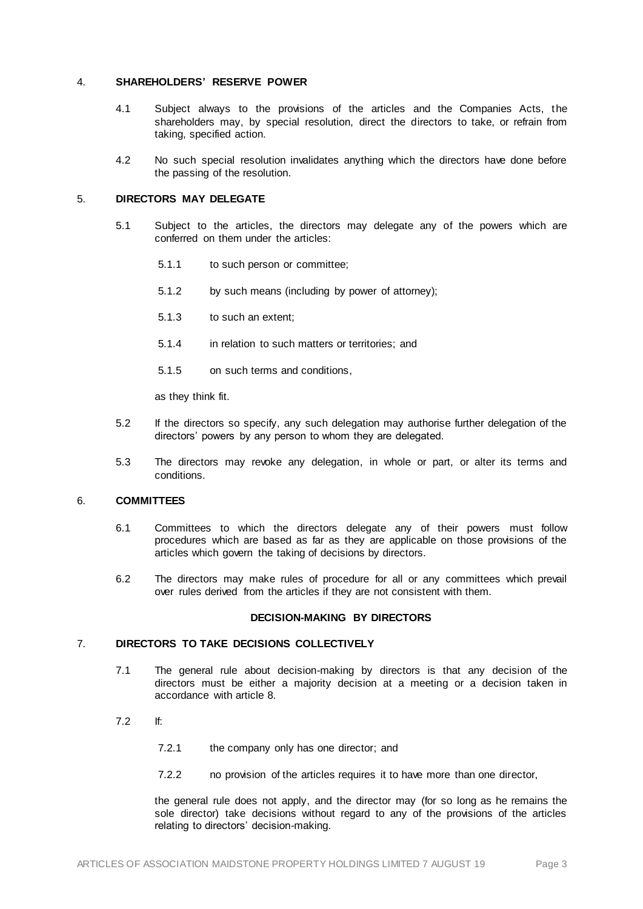## 4. SHAREHOLDERS' RESERVE POWER

4.1 Subject always to the provisions of the articles and the Companies Acts, the shareholders may, by special resolution, direct the directors to take, or refrain from taking, specified action.

4.2 No such special resolution invalidates anything which the directors have done before the passing of the resolution.

## 5. DIRECTORS MAY DELEGATE

5.1 Subject to the articles, the directors may delegate any of the powers which are conferred on them under the articles:

5.1.1 to such person or committee;

5.1.2 by such means (including by power of attorney);

5.1.3 to such an extent;

5.1.4 in relation to such matters or territories; and

5.1.5 on such terms and conditions,

as they think fit.

5.2 If the directors so specify, any such delegation may authorise further delegation of the directors' powers by any person to whom they are delegated.

5.3 The directors may revoke any delegation, in whole or part, or alter its terms and conditions.

## 6. COMMITTEES

6.1 Committees to which the directors delegate any of their powers must follow procedures which are based as far as they are applicable on those provisions of the articles which govern the taking of decisions by directors.

6.2 The directors may make rules of procedure for all or any committees which prevail over rules derived from the articles if they are not consistent with them.

# DECISION-MAKING BY DIRECTORS

## 7. DIRECTORS TO TAKE DECISIONS COLLECTIVELY

7.1 The general rule about decision-making by directors is that any decision of the directors must be either a majority decision at a meeting or a decision taken in accordance with article 8.

7.2 If:

7.2.1 the company only has one director; and

7.2.2 no provision of the articles requires it to have more than one director,

the general rule does not apply, and the director may (for so long as he remains the sole director) take decisions without regard to any of the provisions of the articles relating to directors' decision-making.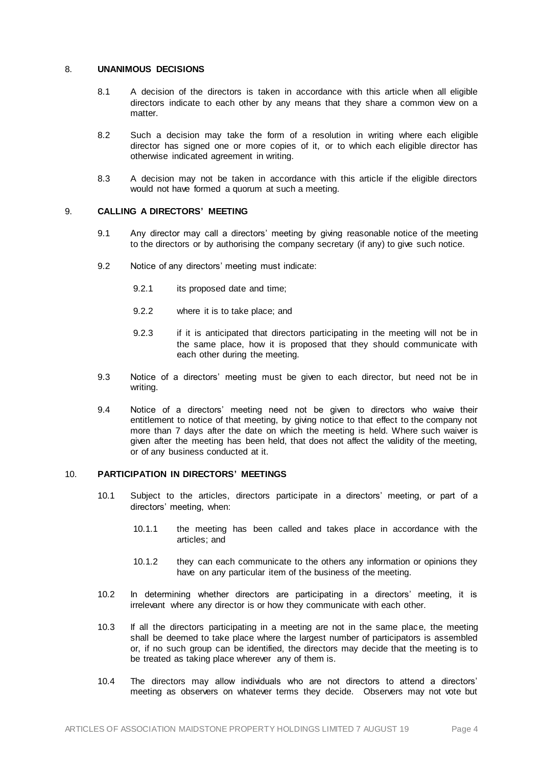## 8. UNANIMOUS DECISIONS

8.1 A decision of the directors is taken in accordance with this article when all eligible directors indicate to each other by any means that they share a common view on a matter.

8.2 Such a decision may take the form of a resolution in writing where each eligible director has signed one or more copies of it, or to which each eligible director has otherwise indicated agreement in writing.

8.3 A decision may not be taken in accordance with this article if the eligible directors would not have formed a quorum at such a meeting.

## 9. CALLING A DIRECTORS' MEETING

9.1 Any director may call a directors' meeting by giving reasonable notice of the meeting to the directors or by authorising the company secretary (if any) to give such notice.

9.2 Notice of any directors' meeting must indicate:

- 9.2.1 its proposed date and time;
- 9.2.2 where it is to take place; and
- 9.2.3 if it is anticipated that directors participating in the meeting will not be in the same place, how it is proposed that they should communicate with each other during the meeting.

9.3 Notice of a directors' meeting must be given to each director, but need not be in writing.

9.4 Notice of a directors' meeting need not be given to directors who waive their entitlement to notice of that meeting, by giving notice to that effect to the company not more than 7 days after the date on which the meeting is held. Where such waiver is given after the meeting has been held, that does not affect the validity of the meeting, or of any business conducted at it.

## 10. PARTICIPATION IN DIRECTORS' MEETINGS

10.1 Subject to the articles, directors participate in a directors' meeting, or part of a directors' meeting, when:

- 10.1.1 the meeting has been called and takes place in accordance with the articles; and
- 10.1.2 they can each communicate to the others any information or opinions they have on any particular item of the business of the meeting.

10.2 In determining whether directors are participating in a directors' meeting, it is irrelevant where any director is or how they communicate with each other.

10.3 If all the directors participating in a meeting are not in the same place, the meeting shall be deemed to take place where the largest number of participators is assembled or, if no such group can be identified, the directors may decide that the meeting is to be treated as taking place wherever any of them is.

10.4 The directors may allow individuals who are not directors to attend a directors' meeting as observers on whatever terms they decide. Observers may not vote but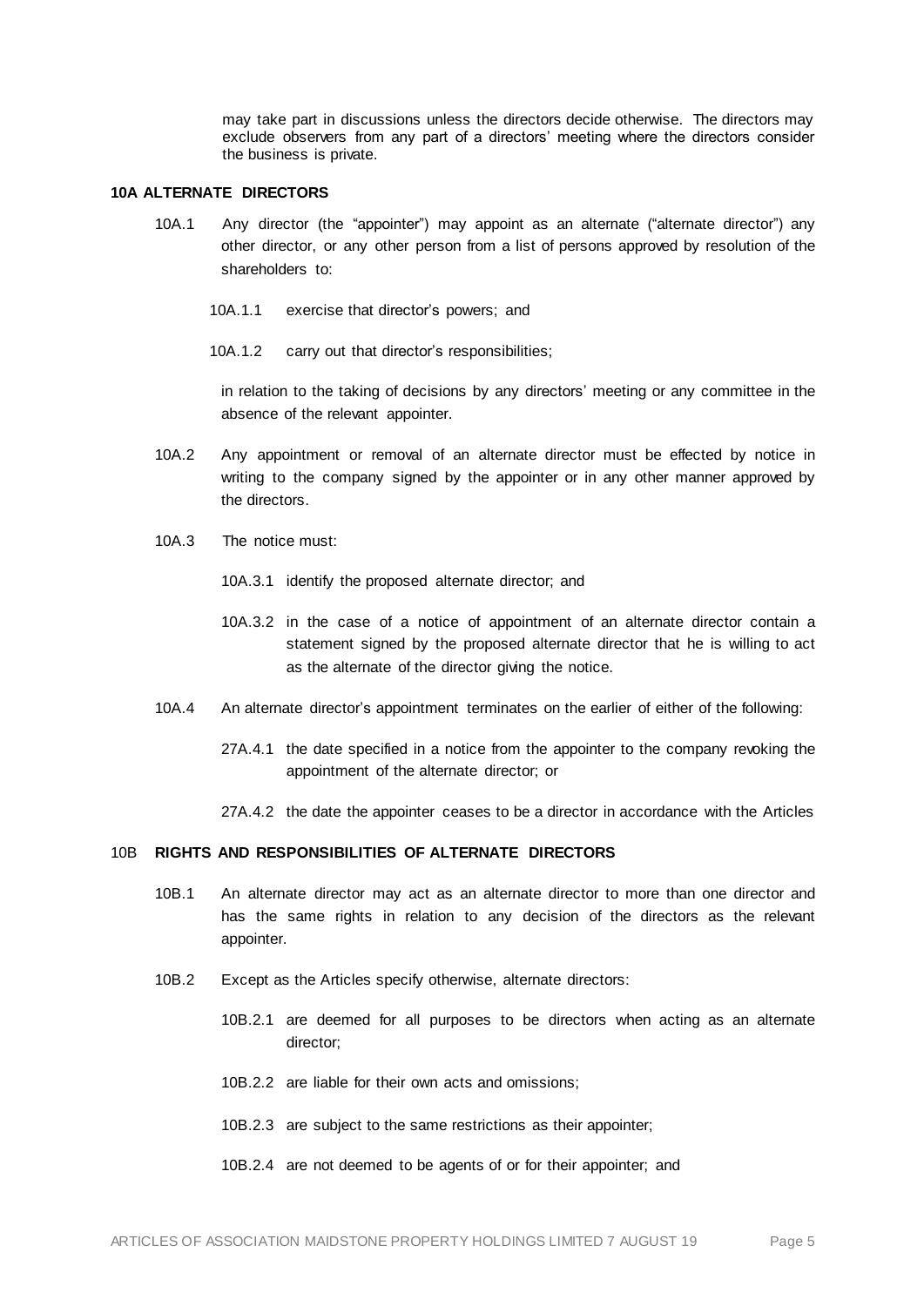may take part in discussions unless the directors decide otherwise. The directors may exclude observers from any part of a directors' meeting where the directors consider the business is private.

**10A ALTERNATE DIRECTORS**

10A.1 Any director (the "appointer") may appoint as an alternate ("alternate director") any other director, or any other person from a list of persons approved by resolution of the shareholders to:

10A.1.1 exercise that director's powers; and

10A.1.2 carry out that director's responsibilities;

in relation to the taking of decisions by any directors' meeting or any committee in the absence of the relevant appointer.

10A.2 Any appointment or removal of an alternate director must be effected by notice in writing to the company signed by the appointer or in any other manner approved by the directors.

10A.3 The notice must:

10A.3.1 identify the proposed alternate director; and

10A.3.2 in the case of a notice of appointment of an alternate director contain a statement signed by the proposed alternate director that he is willing to act as the alternate of the director giving the notice.

10A.4 An alternate director's appointment terminates on the earlier of either of the following:

27A.4.1 the date specified in a notice from the appointer to the company revoking the appointment of the alternate director; or

27A.4.2 the date the appointer ceases to be a director in accordance with the Articles

10B **RIGHTS AND RESPONSIBILITIES OF ALTERNATE DIRECTORS**

10B.1 An alternate director may act as an alternate director to more than one director and has the same rights in relation to any decision of the directors as the relevant appointer.

10B.2 Except as the Articles specify otherwise, alternate directors:

10B.2.1 are deemed for all purposes to be directors when acting as an alternate director;

10B.2.2 are liable for their own acts and omissions;

10B.2.3 are subject to the same restrictions as their appointer;

10B.2.4 are not deemed to be agents of or for their appointer; and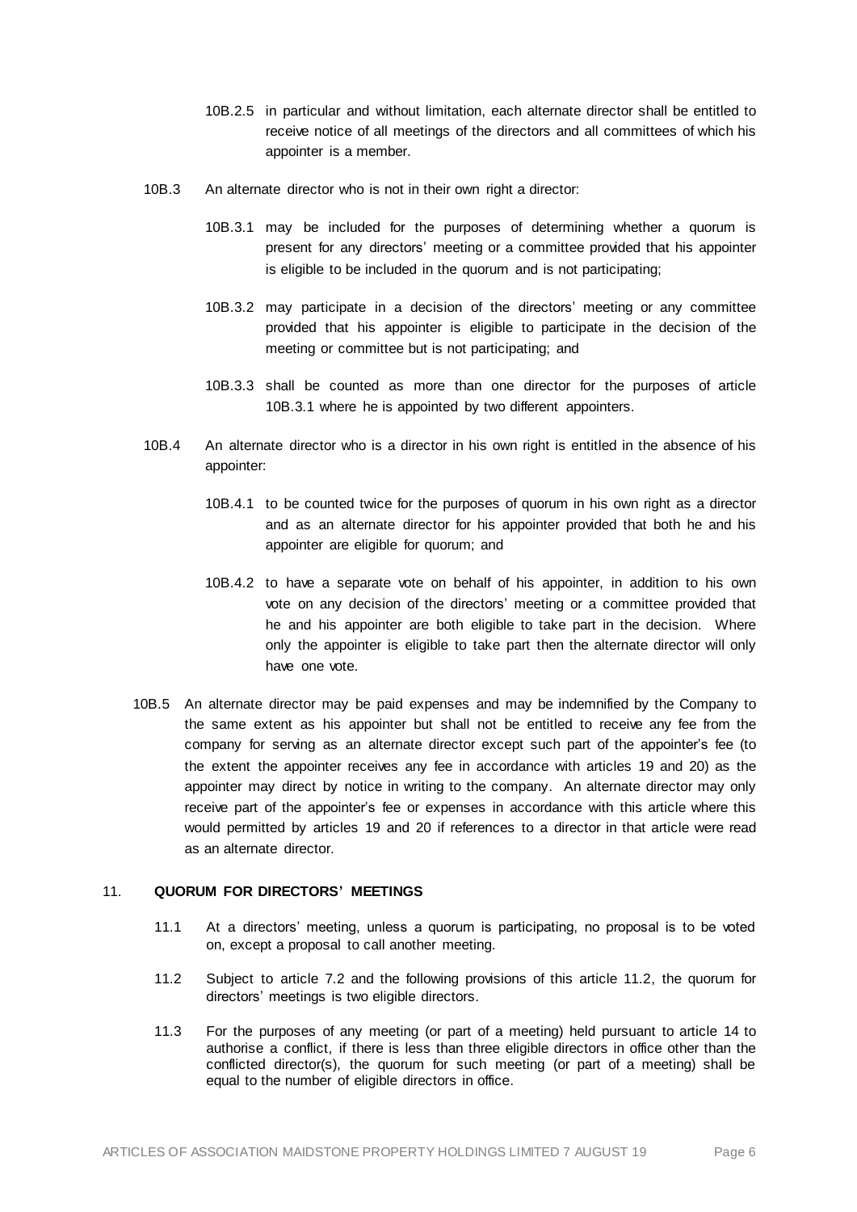10B.2.5 in particular and without limitation, each alternate director shall be entitled to receive notice of all meetings of the directors and all committees of which his appointer is a member.

10B.3 An alternate director who is not in their own right a director:

10B.3.1 may be included for the purposes of determining whether a quorum is present for any directors' meeting or a committee provided that his appointer is eligible to be included in the quorum and is not participating;

10B.3.2 may participate in a decision of the directors' meeting or any committee provided that his appointer is eligible to participate in the decision of the meeting or committee but is not participating; and

10B.3.3 shall be counted as more than one director for the purposes of article 10B.3.1 where he is appointed by two different appointers.

10B.4 An alternate director who is a director in his own right is entitled in the absence of his appointer:

10B.4.1 to be counted twice for the purposes of quorum in his own right as a director and as an alternate director for his appointer provided that both he and his appointer are eligible for quorum; and

10B.4.2 to have a separate vote on behalf of his appointer, in addition to his own vote on any decision of the directors' meeting or a committee provided that he and his appointer are both eligible to take part in the decision. Where only the appointer is eligible to take part then the alternate director will only have one vote.

10B.5 An alternate director may be paid expenses and may be indemnified by the Company to the same extent as his appointer but shall not be entitled to receive any fee from the company for serving as an alternate director except such part of the appointer's fee (to the extent the appointer receives any fee in accordance with articles 19 and 20) as the appointer may direct by notice in writing to the company. An alternate director may only receive part of the appointer's fee or expenses in accordance with this article where this would permitted by articles 19 and 20 if references to a director in that article were read as an alternate director.

## 11. QUORUM FOR DIRECTORS' MEETINGS

11.1 At a directors' meeting, unless a quorum is participating, no proposal is to be voted on, except a proposal to call another meeting.

11.2 Subject to article 7.2 and the following provisions of this article 11.2, the quorum for directors' meetings is two eligible directors.

11.3 For the purposes of any meeting (or part of a meeting) held pursuant to article 14 to authorise a conflict, if there is less than three eligible directors in office other than the conflicted director(s), the quorum for such meeting (or part of a meeting) shall be equal to the number of eligible directors in office.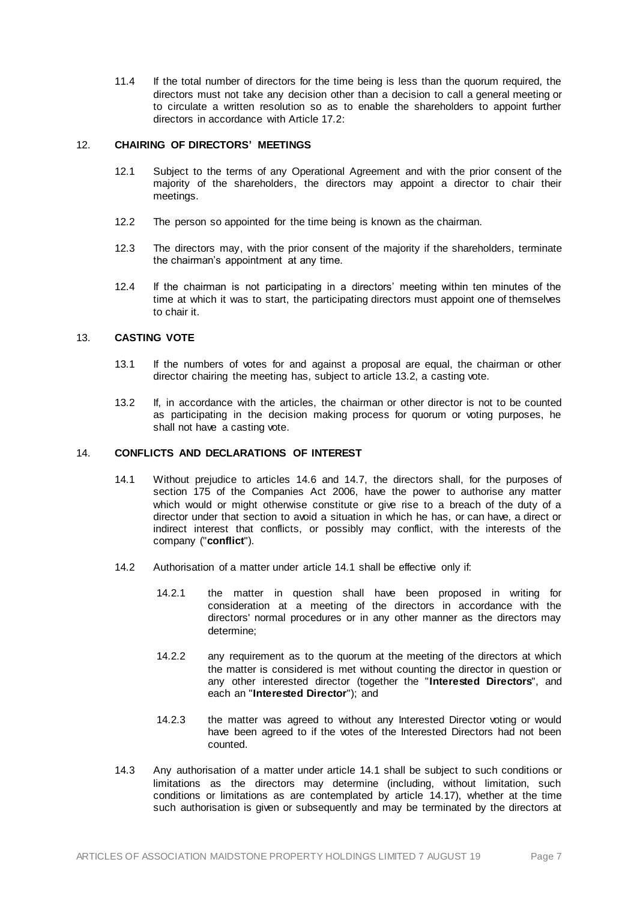11.4 If the total number of directors for the time being is less than the quorum required, the directors must not take any decision other than a decision to call a general meeting or to circulate a written resolution so as to enable the shareholders to appoint further directors in accordance with Article 17.2:

## 12. CHAIRING OF DIRECTORS' MEETINGS

12.1 Subject to the terms of any Operational Agreement and with the prior consent of the majority of the shareholders, the directors may appoint a director to chair their meetings.

12.2 The person so appointed for the time being is known as the chairman.

12.3 The directors may, with the prior consent of the majority if the shareholders, terminate the chairman's appointment at any time.

12.4 If the chairman is not participating in a directors' meeting within ten minutes of the time at which it was to start, the participating directors must appoint one of themselves to chair it.

## 13. CASTING VOTE

13.1 If the numbers of votes for and against a proposal are equal, the chairman or other director chairing the meeting has, subject to article 13.2, a casting vote.

13.2 If, in accordance with the articles, the chairman or other director is not to be counted as participating in the decision making process for quorum or voting purposes, he shall not have a casting vote.

## 14. CONFLICTS AND DECLARATIONS OF INTEREST

14.1 Without prejudice to articles 14.6 and 14.7, the directors shall, for the purposes of section 175 of the Companies Act 2006, have the power to authorise any matter which would or might otherwise constitute or give rise to a breach of the duty of a director under that section to avoid a situation in which he has, or can have, a direct or indirect interest that conflicts, or possibly may conflict, with the interests of the company ("**conflict**").

14.2 Authorisation of a matter under article 14.1 shall be effective only if:

14.2.1 the matter in question shall have been proposed in writing for consideration at a meeting of the directors in accordance with the directors' normal procedures or in any other manner as the directors may determine;

14.2.2 any requirement as to the quorum at the meeting of the directors at which the matter is considered is met without counting the director in question or any other interested director (together the "**Interested Directors**", and each an "**Interested Director**"); and

14.2.3 the matter was agreed to without any Interested Director voting or would have been agreed to if the votes of the Interested Directors had not been counted.

14.3 Any authorisation of a matter under article 14.1 shall be subject to such conditions or limitations as the directors may determine (including, without limitation, such conditions or limitations as are contemplated by article 14.17), whether at the time such authorisation is given or subsequently and may be terminated by the directors at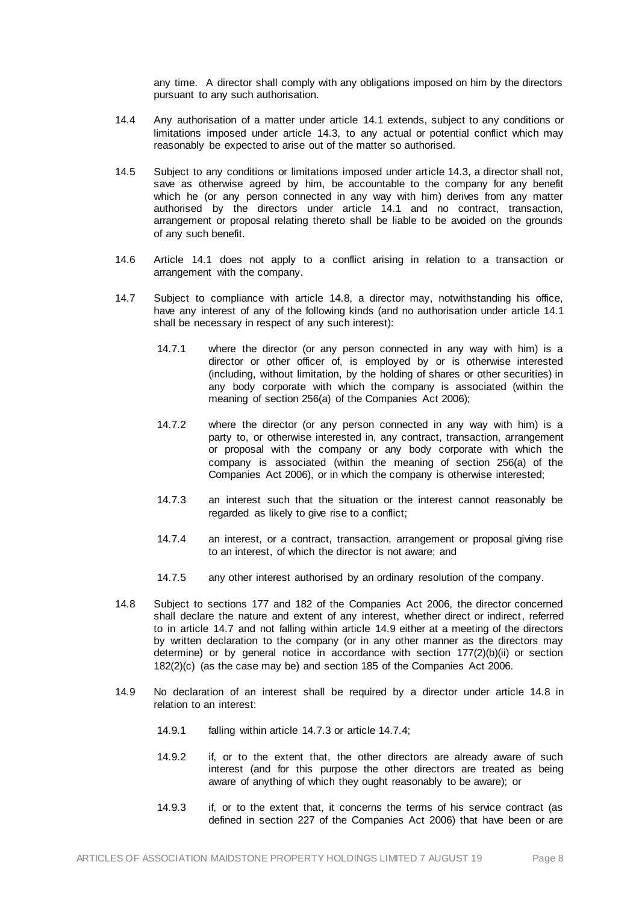any time. A director shall comply with any obligations imposed on him by the directors pursuant to any such authorisation.

14.4 Any authorisation of a matter under article 14.1 extends, subject to any conditions or limitations imposed under article 14.3, to any actual or potential conflict which may reasonably be expected to arise out of the matter so authorised.

14.5 Subject to any conditions or limitations imposed under article 14.3, a director shall not, save as otherwise agreed by him, be accountable to the company for any benefit which he (or any person connected in any way with him) derives from any matter authorised by the directors under article 14.1 and no contract, transaction, arrangement or proposal relating thereto shall be liable to be avoided on the grounds of any such benefit.

14.6 Article 14.1 does not apply to a conflict arising in relation to a transaction or arrangement with the company.

14.7 Subject to compliance with article 14.8, a director may, notwithstanding his office, have any interest of any of the following kinds (and no authorisation under article 14.1 shall be necessary in respect of any such interest):

14.7.1 where the director (or any person connected in any way with him) is a director or other officer of, is employed by or is otherwise interested (including, without limitation, by the holding of shares or other securities) in any body corporate with which the company is associated (within the meaning of section 256(a) of the Companies Act 2006);

14.7.2 where the director (or any person connected in any way with him) is a party to, or otherwise interested in, any contract, transaction, arrangement or proposal with the company or any body corporate with which the company is associated (within the meaning of section 256(a) of the Companies Act 2006), or in which the company is otherwise interested;

14.7.3 an interest such that the situation or the interest cannot reasonably be regarded as likely to give rise to a conflict;

14.7.4 an interest, or a contract, transaction, arrangement or proposal giving rise to an interest, of which the director is not aware; and

14.7.5 any other interest authorised by an ordinary resolution of the company.

14.8 Subject to sections 177 and 182 of the Companies Act 2006, the director concerned shall declare the nature and extent of any interest, whether direct or indirect, referred to in article 14.7 and not falling within article 14.9 either at a meeting of the directors by written declaration to the company (or in any other manner as the directors may determine) or by general notice in accordance with section 177(2)(b)(ii) or section 182(2)(c) (as the case may be) and section 185 of the Companies Act 2006.

14.9 No declaration of an interest shall be required by a director under article 14.8 in relation to an interest:

14.9.1 falling within article 14.7.3 or article 14.7.4;

14.9.2 if, or to the extent that, the other directors are already aware of such interest (and for this purpose the other directors are treated as being aware of anything of which they ought reasonably to be aware); or

14.9.3 if, or to the extent that, it concerns the terms of his service contract (as defined in section 227 of the Companies Act 2006) that have been or are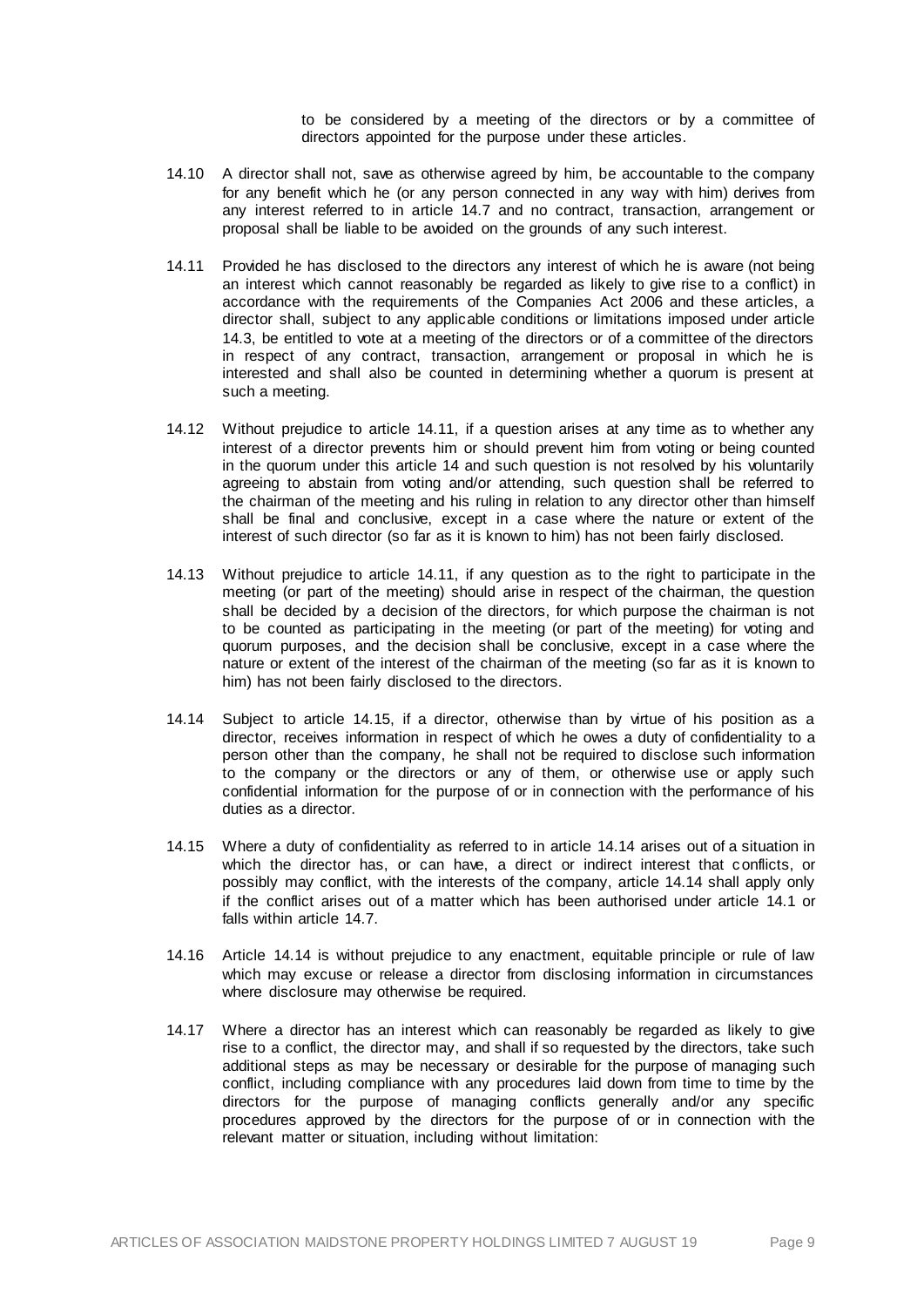to be considered by a meeting of the directors or by a committee of directors appointed for the purpose under these articles.

14.10 A director shall not, save as otherwise agreed by him, be accountable to the company for any benefit which he (or any person connected in any way with him) derives from any interest referred to in article 14.7 and no contract, transaction, arrangement or proposal shall be liable to be avoided on the grounds of any such interest.

14.11 Provided he has disclosed to the directors any interest of which he is aware (not being an interest which cannot reasonably be regarded as likely to give rise to a conflict) in accordance with the requirements of the Companies Act 2006 and these articles, a director shall, subject to any applicable conditions or limitations imposed under article 14.3, be entitled to vote at a meeting of the directors or of a committee of the directors in respect of any contract, transaction, arrangement or proposal in which he is interested and shall also be counted in determining whether a quorum is present at such a meeting.

14.12 Without prejudice to article 14.11, if a question arises at any time as to whether any interest of a director prevents him or should prevent him from voting or being counted in the quorum under this article 14 and such question is not resolved by his voluntarily agreeing to abstain from voting and/or attending, such question shall be referred to the chairman of the meeting and his ruling in relation to any director other than himself shall be final and conclusive, except in a case where the nature or extent of the interest of such director (so far as it is known to him) has not been fairly disclosed.

14.13 Without prejudice to article 14.11, if any question as to the right to participate in the meeting (or part of the meeting) should arise in respect of the chairman, the question shall be decided by a decision of the directors, for which purpose the chairman is not to be counted as participating in the meeting (or part of the meeting) for voting and quorum purposes, and the decision shall be conclusive, except in a case where the nature or extent of the interest of the chairman of the meeting (so far as it is known to him) has not been fairly disclosed to the directors.

14.14 Subject to article 14.15, if a director, otherwise than by virtue of his position as a director, receives information in respect of which he owes a duty of confidentiality to a person other than the company, he shall not be required to disclose such information to the company or the directors or any of them, or otherwise use or apply such confidential information for the purpose of or in connection with the performance of his duties as a director.

14.15 Where a duty of confidentiality as referred to in article 14.14 arises out of a situation in which the director has, or can have, a direct or indirect interest that conflicts, or possibly may conflict, with the interests of the company, article 14.14 shall apply only if the conflict arises out of a matter which has been authorised under article 14.1 or falls within article 14.7.

14.16 Article 14.14 is without prejudice to any enactment, equitable principle or rule of law which may excuse or release a director from disclosing information in circumstances where disclosure may otherwise be required.

14.17 Where a director has an interest which can reasonably be regarded as likely to give rise to a conflict, the director may, and shall if so requested by the directors, take such additional steps as may be necessary or desirable for the purpose of managing such conflict, including compliance with any procedures laid down from time to time by the directors for the purpose of managing conflicts generally and/or any specific procedures approved by the directors for the purpose of or in connection with the relevant matter or situation, including without limitation: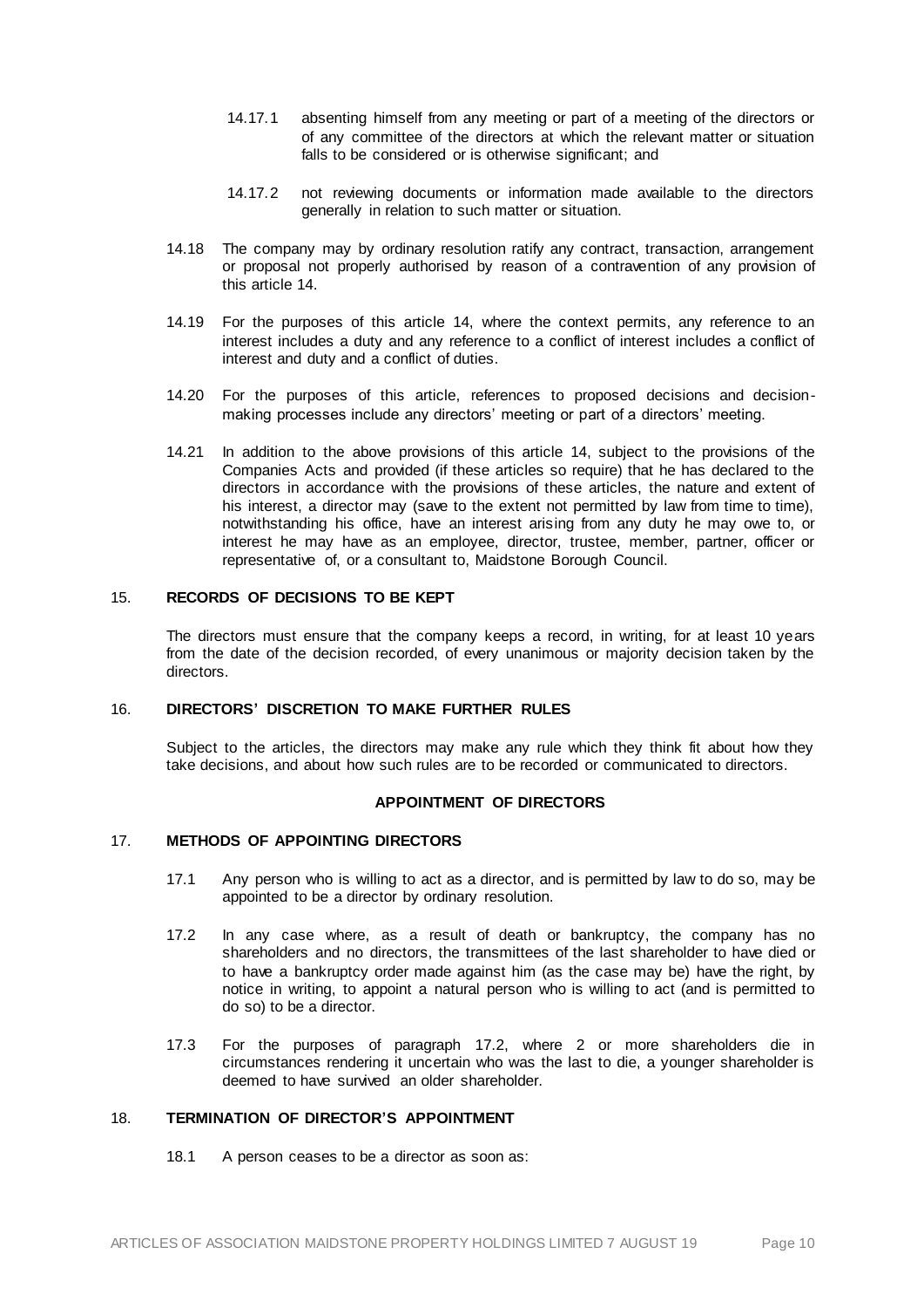14.17.1 absenting himself from any meeting or part of a meeting of the directors or of any committee of the directors at which the relevant matter or situation falls to be considered or is otherwise significant; and

14.17.2 not reviewing documents or information made available to the directors generally in relation to such matter or situation.

14.18 The company may by ordinary resolution ratify any contract, transaction, arrangement or proposal not properly authorised by reason of a contravention of any provision of this article 14.

14.19 For the purposes of this article 14, where the context permits, any reference to an interest includes a duty and any reference to a conflict of interest includes a conflict of interest and duty and a conflict of duties.

14.20 For the purposes of this article, references to proposed decisions and decision-making processes include any directors' meeting or part of a directors' meeting.

14.21 In addition to the above provisions of this article 14, subject to the provisions of the Companies Acts and provided (if these articles so require) that he has declared to the directors in accordance with the provisions of these articles, the nature and extent of his interest, a director may (save to the extent not permitted by law from time to time), notwithstanding his office, have an interest arising from any duty he may owe to, or interest he may have as an employee, director, trustee, member, partner, officer or representative of, or a consultant to, Maidstone Borough Council.

## 15. RECORDS OF DECISIONS TO BE KEPT

The directors must ensure that the company keeps a record, in writing, for at least 10 years from the date of the decision recorded, of every unanimous or majority decision taken by the directors.

## 16. DIRECTORS' DISCRETION TO MAKE FURTHER RULES

Subject to the articles, the directors may make any rule which they think fit about how they take decisions, and about how such rules are to be recorded or communicated to directors.

# APPOINTMENT OF DIRECTORS

## 17. METHODS OF APPOINTING DIRECTORS

17.1 Any person who is willing to act as a director, and is permitted by law to do so, may be appointed to be a director by ordinary resolution.

17.2 In any case where, as a result of death or bankruptcy, the company has no shareholders and no directors, the transmittees of the last shareholder to have died or to have a bankruptcy order made against him (as the case may be) have the right, by notice in writing, to appoint a natural person who is willing to act (and is permitted to do so) to be a director.

17.3 For the purposes of paragraph 17.2, where 2 or more shareholders die in circumstances rendering it uncertain who was the last to die, a younger shareholder is deemed to have survived an older shareholder.

## 18. TERMINATION OF DIRECTOR'S APPOINTMENT

18.1 A person ceases to be a director as soon as: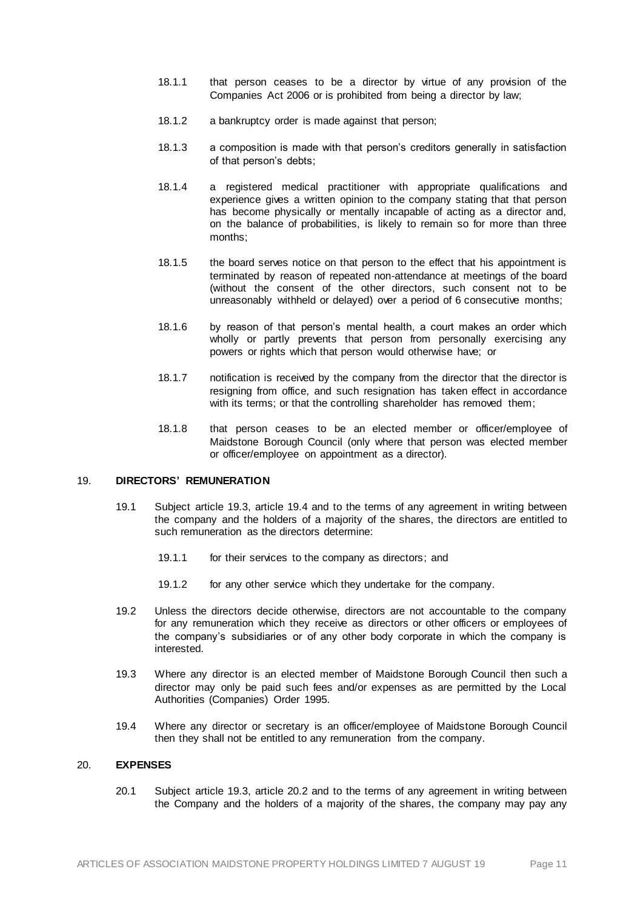18.1.1 that person ceases to be a director by virtue of any provision of the Companies Act 2006 or is prohibited from being a director by law;

18.1.2 a bankruptcy order is made against that person;

18.1.3 a composition is made with that person's creditors generally in satisfaction of that person's debts;

18.1.4 a registered medical practitioner with appropriate qualifications and experience gives a written opinion to the company stating that that person has become physically or mentally incapable of acting as a director and, on the balance of probabilities, is likely to remain so for more than three months;

18.1.5 the board serves notice on that person to the effect that his appointment is terminated by reason of repeated non-attendance at meetings of the board (without the consent of the other directors, such consent not to be unreasonably withheld or delayed) over a period of 6 consecutive months;

18.1.6 by reason of that person's mental health, a court makes an order which wholly or partly prevents that person from personally exercising any powers or rights which that person would otherwise have; or

18.1.7 notification is received by the company from the director that the director is resigning from office, and such resignation has taken effect in accordance with its terms; or that the controlling shareholder has removed them;

18.1.8 that person ceases to be an elected member or officer/employee of Maidstone Borough Council (only where that person was elected member or officer/employee on appointment as a director).

## 19. DIRECTORS' REMUNERATION

19.1 Subject article 19.3, article 19.4 and to the terms of any agreement in writing between the company and the holders of a majority of the shares, the directors are entitled to such remuneration as the directors determine:

19.1.1 for their services to the company as directors; and

19.1.2 for any other service which they undertake for the company.

19.2 Unless the directors decide otherwise, directors are not accountable to the company for any remuneration which they receive as directors or other officers or employees of the company's subsidiaries or of any other body corporate in which the company is interested.

19.3 Where any director is an elected member of Maidstone Borough Council then such a director may only be paid such fees and/or expenses as are permitted by the Local Authorities (Companies) Order 1995.

19.4 Where any director or secretary is an officer/employee of Maidstone Borough Council then they shall not be entitled to any remuneration from the company.

## 20. EXPENSES

20.1 Subject article 19.3, article 20.2 and to the terms of any agreement in writing between the Company and the holders of a majority of the shares, the company may pay any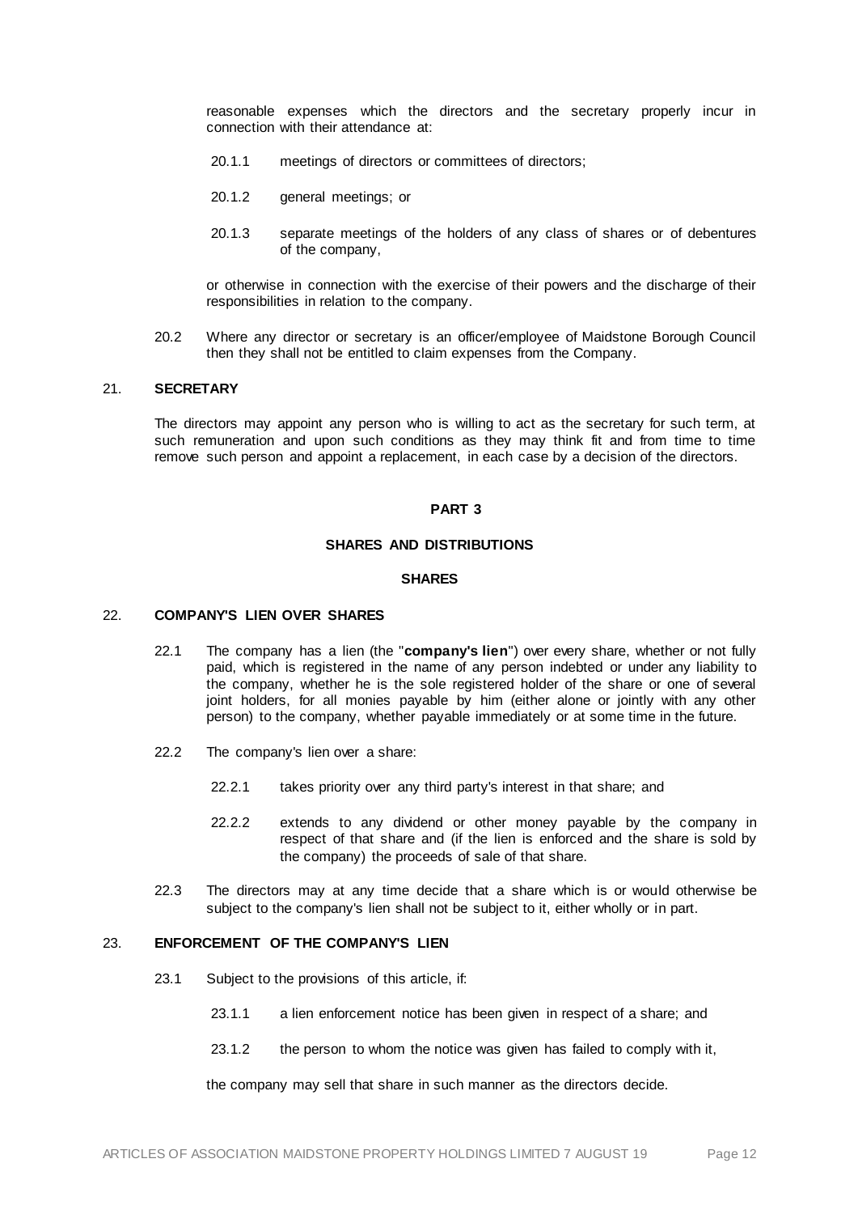reasonable expenses which the directors and the secretary properly incur in connection with their attendance at:

20.1.1 meetings of directors or committees of directors;

20.1.2 general meetings; or

20.1.3 separate meetings of the holders of any class of shares or of debentures of the company,

or otherwise in connection with the exercise of their powers and the discharge of their responsibilities in relation to the company.

20.2 Where any director or secretary is an officer/employee of Maidstone Borough Council then they shall not be entitled to claim expenses from the Company.

## 21. SECRETARY

The directors may appoint any person who is willing to act as the secretary for such term, at such remuneration and upon such conditions as they may think fit and from time to time remove such person and appoint a replacement, in each case by a decision of the directors.

# PART 3

## SHARES AND DISTRIBUTIONS

### SHARES

## 22. COMPANY'S LIEN OVER SHARES

22.1 The company has a lien (the "**company's lien**") over every share, whether or not fully paid, which is registered in the name of any person indebted or under any liability to the company, whether he is the sole registered holder of the share or one of several joint holders, for all monies payable by him (either alone or jointly with any other person) to the company, whether payable immediately or at some time in the future.

22.2 The company's lien over a share:

22.2.1 takes priority over any third party's interest in that share; and

22.2.2 extends to any dividend or other money payable by the company in respect of that share and (if the lien is enforced and the share is sold by the company) the proceeds of sale of that share.

22.3 The directors may at any time decide that a share which is or would otherwise be subject to the company's lien shall not be subject to it, either wholly or in part.

## 23. ENFORCEMENT OF THE COMPANY'S LIEN

23.1 Subject to the provisions of this article, if:

23.1.1 a lien enforcement notice has been given in respect of a share; and

23.1.2 the person to whom the notice was given has failed to comply with it,

the company may sell that share in such manner as the directors decide.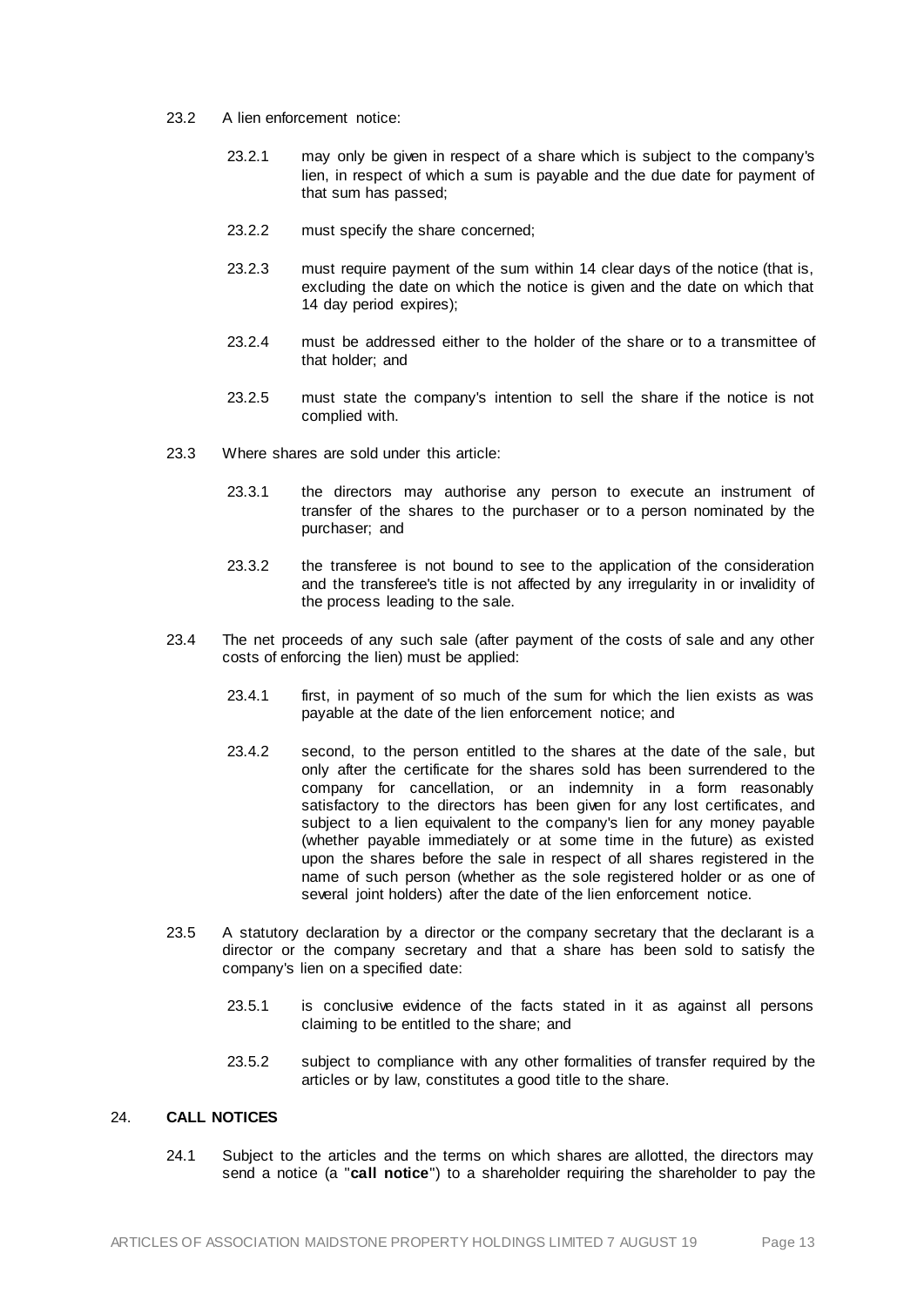23.2 A lien enforcement notice:

23.2.1 may only be given in respect of a share which is subject to the company's lien, in respect of which a sum is payable and the due date for payment of that sum has passed;

23.2.2 must specify the share concerned;

23.2.3 must require payment of the sum within 14 clear days of the notice (that is, excluding the date on which the notice is given and the date on which that 14 day period expires);

23.2.4 must be addressed either to the holder of the share or to a transmittee of that holder; and

23.2.5 must state the company's intention to sell the share if the notice is not complied with.

23.3 Where shares are sold under this article:

23.3.1 the directors may authorise any person to execute an instrument of transfer of the shares to the purchaser or to a person nominated by the purchaser; and

23.3.2 the transferee is not bound to see to the application of the consideration and the transferee's title is not affected by any irregularity in or invalidity of the process leading to the sale.

23.4 The net proceeds of any such sale (after payment of the costs of sale and any other costs of enforcing the lien) must be applied:

23.4.1 first, in payment of so much of the sum for which the lien exists as was payable at the date of the lien enforcement notice; and

23.4.2 second, to the person entitled to the shares at the date of the sale, but only after the certificate for the shares sold has been surrendered to the company for cancellation, or an indemnity in a form reasonably satisfactory to the directors has been given for any lost certificates, and subject to a lien equivalent to the company's lien for any money payable (whether payable immediately or at some time in the future) as existed upon the shares before the sale in respect of all shares registered in the name of such person (whether as the sole registered holder or as one of several joint holders) after the date of the lien enforcement notice.

23.5 A statutory declaration by a director or the company secretary that the declarant is a director or the company secretary and that a share has been sold to satisfy the company's lien on a specified date:

23.5.1 is conclusive evidence of the facts stated in it as against all persons claiming to be entitled to the share; and

23.5.2 subject to compliance with any other formalities of transfer required by the articles or by law, constitutes a good title to the share.

## 24. CALL NOTICES

24.1 Subject to the articles and the terms on which shares are allotted, the directors may send a notice (a "**call notice**") to a shareholder requiring the shareholder to pay the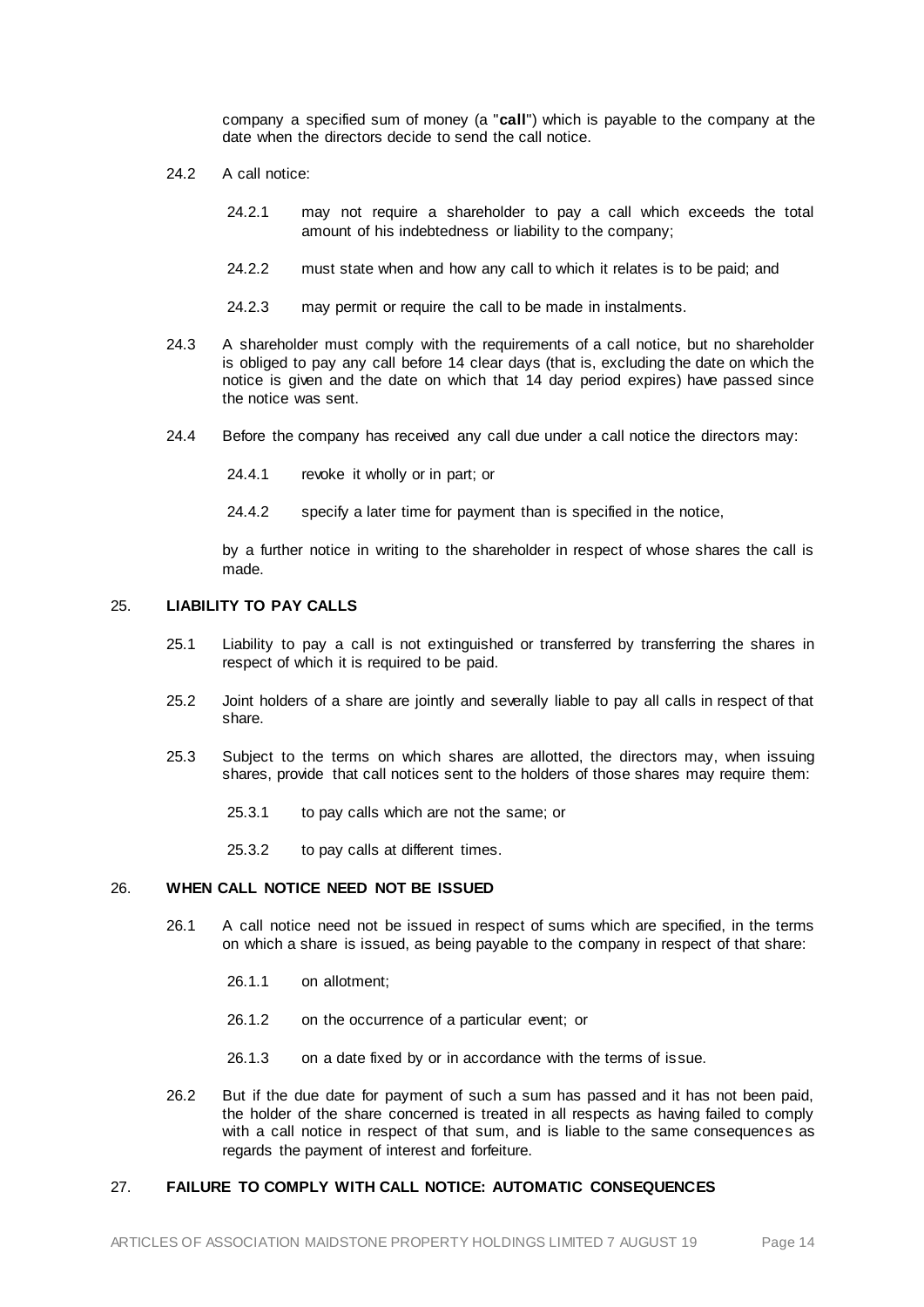company a specified sum of money (a "**call**") which is payable to the company at the date when the directors decide to send the call notice.

24.2 A call notice:

24.2.1 may not require a shareholder to pay a call which exceeds the total amount of his indebtedness or liability to the company;

24.2.2 must state when and how any call to which it relates is to be paid; and

24.2.3 may permit or require the call to be made in instalments.

24.3 A shareholder must comply with the requirements of a call notice, but no shareholder is obliged to pay any call before 14 clear days (that is, excluding the date on which the notice is given and the date on which that 14 day period expires) have passed since the notice was sent.

24.4 Before the company has received any call due under a call notice the directors may:

24.4.1 revoke it wholly or in part; or

24.4.2 specify a later time for payment than is specified in the notice,

by a further notice in writing to the shareholder in respect of whose shares the call is made.

## 25. LIABILITY TO PAY CALLS

25.1 Liability to pay a call is not extinguished or transferred by transferring the shares in respect of which it is required to be paid.

25.2 Joint holders of a share are jointly and severally liable to pay all calls in respect of that share.

25.3 Subject to the terms on which shares are allotted, the directors may, when issuing shares, provide that call notices sent to the holders of those shares may require them:

25.3.1 to pay calls which are not the same; or

25.3.2 to pay calls at different times.

## 26. WHEN CALL NOTICE NEED NOT BE ISSUED

26.1 A call notice need not be issued in respect of sums which are specified, in the terms on which a share is issued, as being payable to the company in respect of that share:

26.1.1 on allotment;

26.1.2 on the occurrence of a particular event; or

26.1.3 on a date fixed by or in accordance with the terms of issue.

26.2 But if the due date for payment of such a sum has passed and it has not been paid, the holder of the share concerned is treated in all respects as having failed to comply with a call notice in respect of that sum, and is liable to the same consequences as regards the payment of interest and forfeiture.

## 27. FAILURE TO COMPLY WITH CALL NOTICE: AUTOMATIC CONSEQUENCES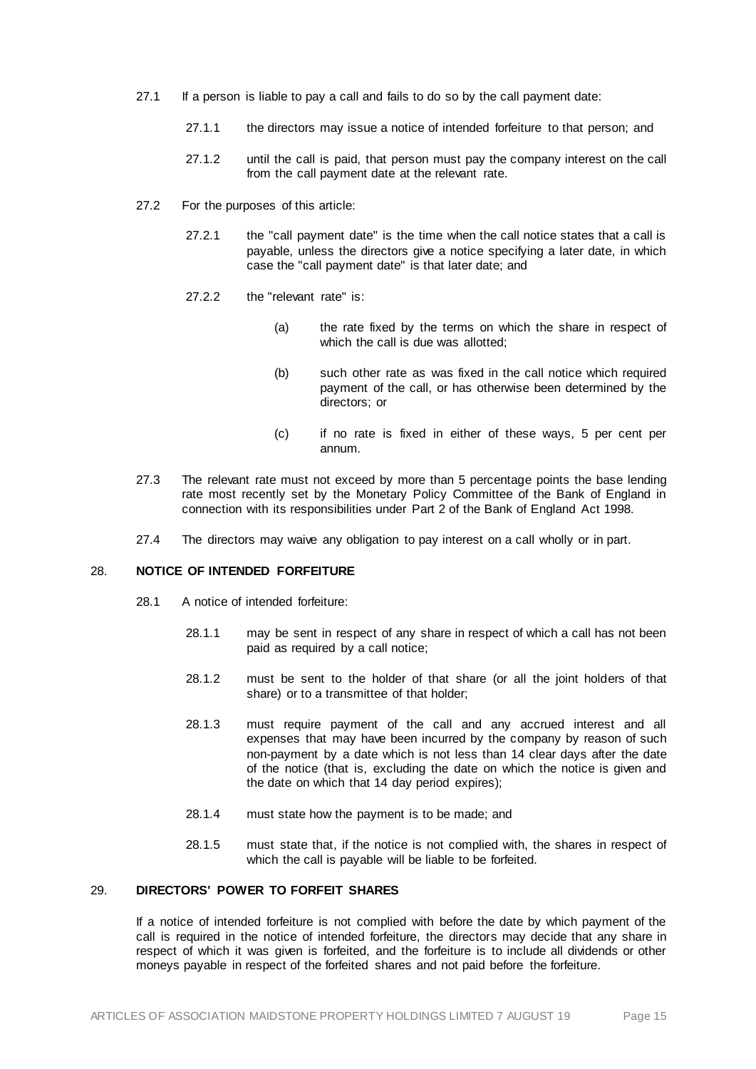27.1 If a person is liable to pay a call and fails to do so by the call payment date:

27.1.1 the directors may issue a notice of intended forfeiture to that person; and

27.1.2 until the call is paid, that person must pay the company interest on the call from the call payment date at the relevant rate.

27.2 For the purposes of this article:

27.2.1 the "call payment date" is the time when the call notice states that a call is payable, unless the directors give a notice specifying a later date, in which case the "call payment date" is that later date; and

27.2.2 the "relevant rate" is:

(a) the rate fixed by the terms on which the share in respect of which the call is due was allotted;

(b) such other rate as was fixed in the call notice which required payment of the call, or has otherwise been determined by the directors; or

(c) if no rate is fixed in either of these ways, 5 per cent per annum.

27.3 The relevant rate must not exceed by more than 5 percentage points the base lending rate most recently set by the Monetary Policy Committee of the Bank of England in connection with its responsibilities under Part 2 of the Bank of England Act 1998.

27.4 The directors may waive any obligation to pay interest on a call wholly or in part.

## 28. NOTICE OF INTENDED FORFEITURE

28.1 A notice of intended forfeiture:

28.1.1 may be sent in respect of any share in respect of which a call has not been paid as required by a call notice;

28.1.2 must be sent to the holder of that share (or all the joint holders of that share) or to a transmittee of that holder;

28.1.3 must require payment of the call and any accrued interest and all expenses that may have been incurred by the company by reason of such non-payment by a date which is not less than 14 clear days after the date of the notice (that is, excluding the date on which the notice is given and the date on which that 14 day period expires);

28.1.4 must state how the payment is to be made; and

28.1.5 must state that, if the notice is not complied with, the shares in respect of which the call is payable will be liable to be forfeited.

## 29. DIRECTORS' POWER TO FORFEIT SHARES

If a notice of intended forfeiture is not complied with before the date by which payment of the call is required in the notice of intended forfeiture, the directors may decide that any share in respect of which it was given is forfeited, and the forfeiture is to include all dividends or other moneys payable in respect of the forfeited shares and not paid before the forfeiture.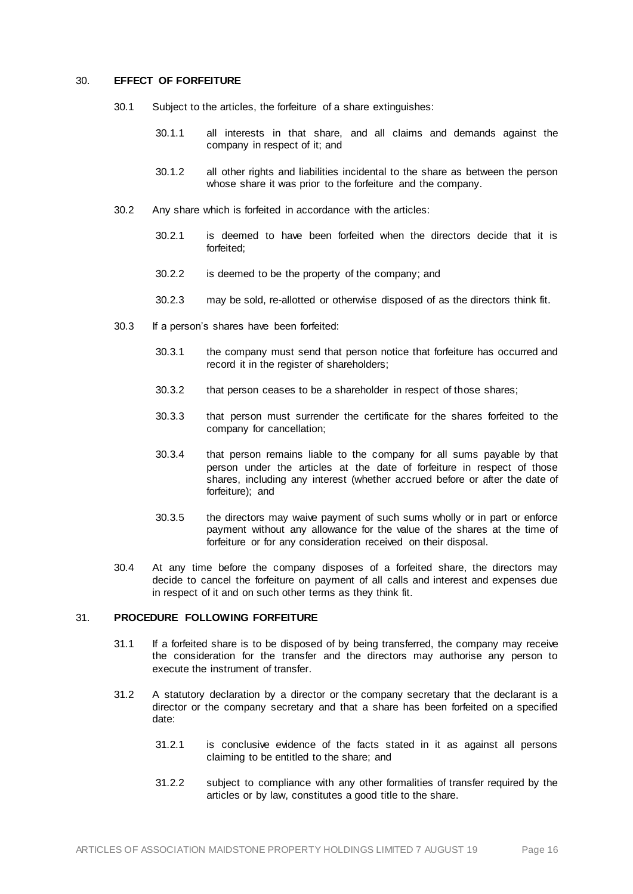## 30. EFFECT OF FORFEITURE

30.1 Subject to the articles, the forfeiture of a share extinguishes:

30.1.1 all interests in that share, and all claims and demands against the company in respect of it; and

30.1.2 all other rights and liabilities incidental to the share as between the person whose share it was prior to the forfeiture and the company.

30.2 Any share which is forfeited in accordance with the articles:

30.2.1 is deemed to have been forfeited when the directors decide that it is forfeited;

30.2.2 is deemed to be the property of the company; and

30.2.3 may be sold, re-allotted or otherwise disposed of as the directors think fit.

30.3 If a person's shares have been forfeited:

30.3.1 the company must send that person notice that forfeiture has occurred and record it in the register of shareholders;

30.3.2 that person ceases to be a shareholder in respect of those shares;

30.3.3 that person must surrender the certificate for the shares forfeited to the company for cancellation;

30.3.4 that person remains liable to the company for all sums payable by that person under the articles at the date of forfeiture in respect of those shares, including any interest (whether accrued before or after the date of forfeiture); and

30.3.5 the directors may waive payment of such sums wholly or in part or enforce payment without any allowance for the value of the shares at the time of forfeiture or for any consideration received on their disposal.

30.4 At any time before the company disposes of a forfeited share, the directors may decide to cancel the forfeiture on payment of all calls and interest and expenses due in respect of it and on such other terms as they think fit.

## 31. PROCEDURE FOLLOWING FORFEITURE

31.1 If a forfeited share is to be disposed of by being transferred, the company may receive the consideration for the transfer and the directors may authorise any person to execute the instrument of transfer.

31.2 A statutory declaration by a director or the company secretary that the declarant is a director or the company secretary and that a share has been forfeited on a specified date:

31.2.1 is conclusive evidence of the facts stated in it as against all persons claiming to be entitled to the share; and

31.2.2 subject to compliance with any other formalities of transfer required by the articles or by law, constitutes a good title to the share.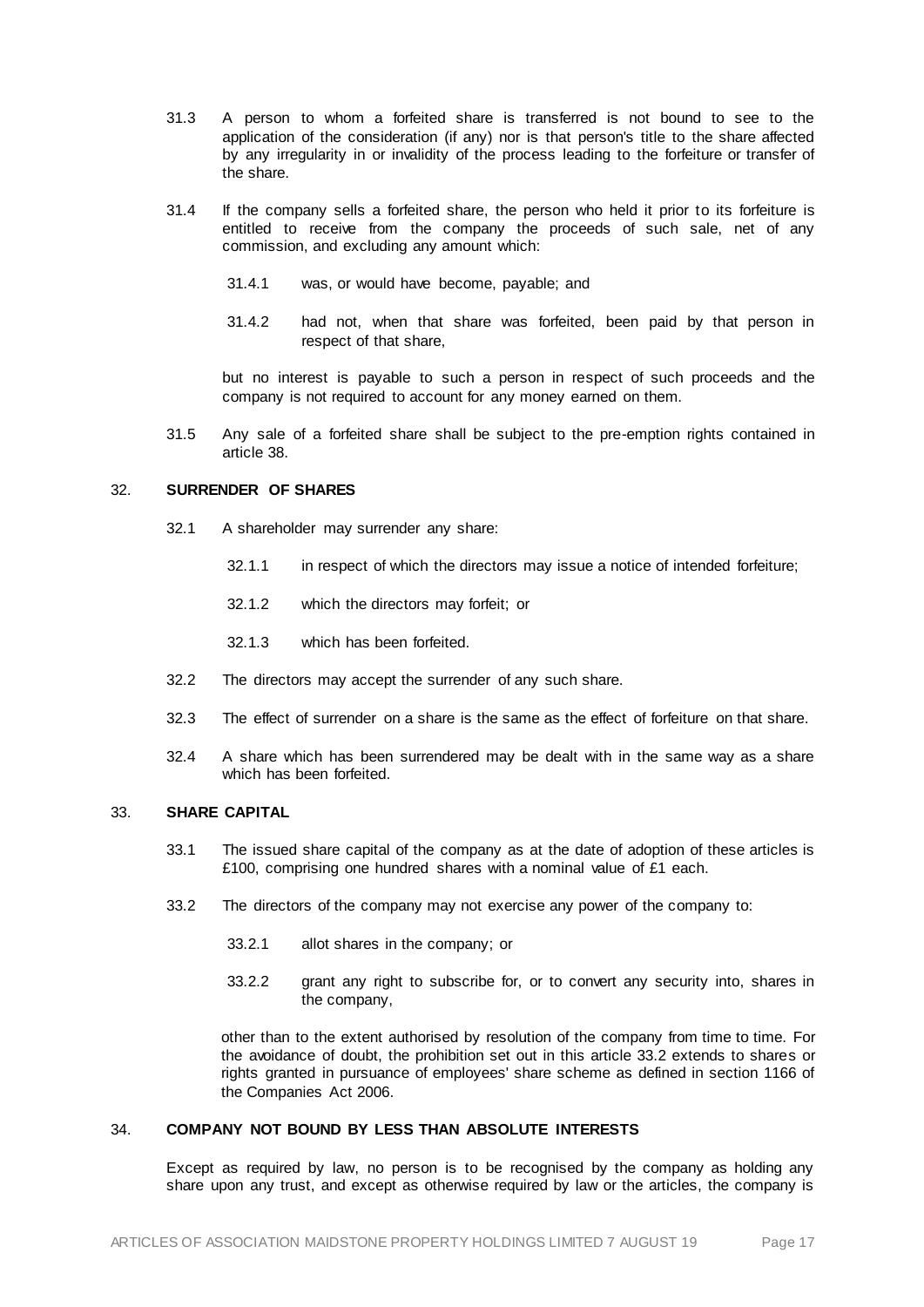31.3 A person to whom a forfeited share is transferred is not bound to see to the application of the consideration (if any) nor is that person's title to the share affected by any irregularity in or invalidity of the process leading to the forfeiture or transfer of the share.

31.4 If the company sells a forfeited share, the person who held it prior to its forfeiture is entitled to receive from the company the proceeds of such sale, net of any commission, and excluding any amount which:

31.4.1 was, or would have become, payable; and

31.4.2 had not, when that share was forfeited, been paid by that person in respect of that share,

but no interest is payable to such a person in respect of such proceeds and the company is not required to account for any money earned on them.

31.5 Any sale of a forfeited share shall be subject to the pre-emption rights contained in article 38.

## 32. SURRENDER OF SHARES

32.1 A shareholder may surrender any share:

32.1.1 in respect of which the directors may issue a notice of intended forfeiture;

32.1.2 which the directors may forfeit; or

32.1.3 which has been forfeited.

32.2 The directors may accept the surrender of any such share.

32.3 The effect of surrender on a share is the same as the effect of forfeiture on that share.

32.4 A share which has been surrendered may be dealt with in the same way as a share which has been forfeited.

## 33. SHARE CAPITAL

33.1 The issued share capital of the company as at the date of adoption of these articles is £100, comprising one hundred shares with a nominal value of £1 each.

33.2 The directors of the company may not exercise any power of the company to:

33.2.1 allot shares in the company; or

33.2.2 grant any right to subscribe for, or to convert any security into, shares in the company,

other than to the extent authorised by resolution of the company from time to time. For the avoidance of doubt, the prohibition set out in this article 33.2 extends to shares or rights granted in pursuance of employees' share scheme as defined in section 1166 of the Companies Act 2006.

## 34. COMPANY NOT BOUND BY LESS THAN ABSOLUTE INTERESTS

Except as required by law, no person is to be recognised by the company as holding any share upon any trust, and except as otherwise required by law or the articles, the company is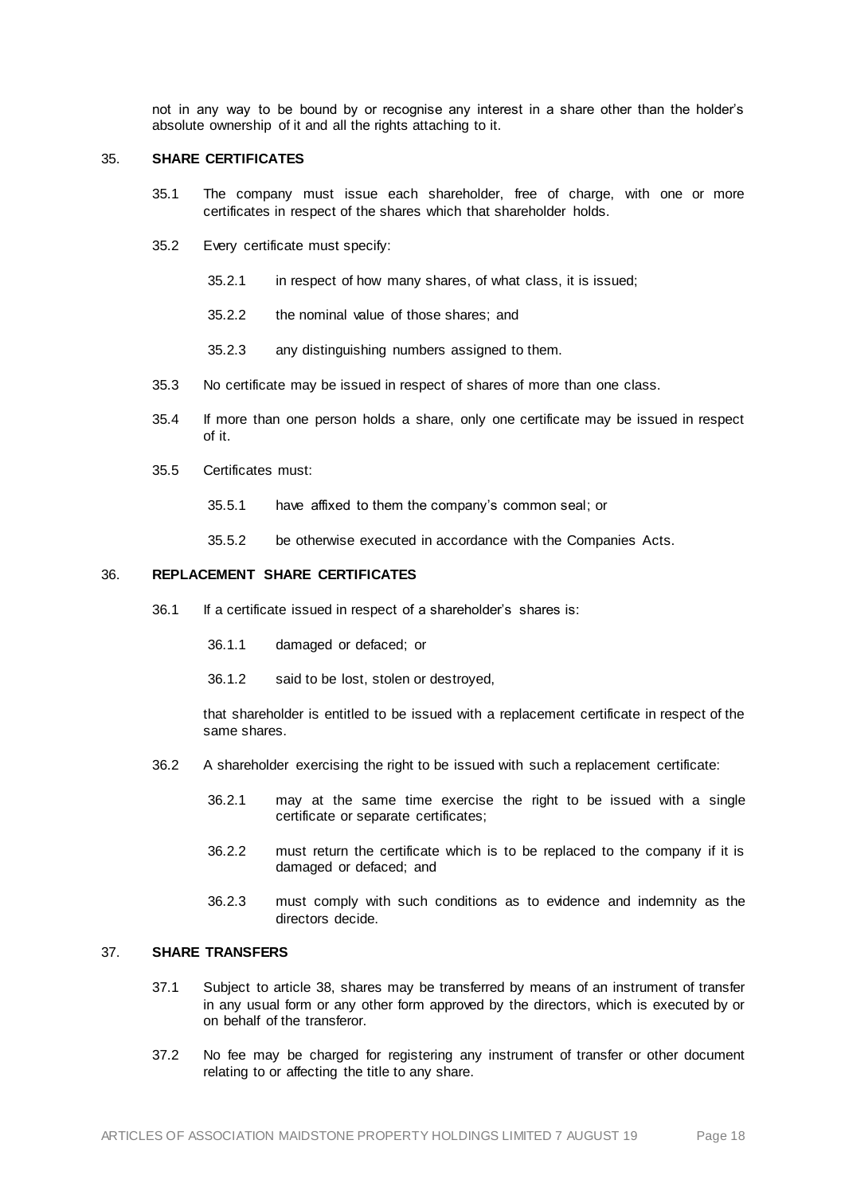not in any way to be bound by or recognise any interest in a share other than the holder's absolute ownership of it and all the rights attaching to it.

## 35. SHARE CERTIFICATES

35.1 The company must issue each shareholder, free of charge, with one or more certificates in respect of the shares which that shareholder holds.

35.2 Every certificate must specify:

35.2.1 in respect of how many shares, of what class, it is issued;

35.2.2 the nominal value of those shares; and

35.2.3 any distinguishing numbers assigned to them.

35.3 No certificate may be issued in respect of shares of more than one class.

35.4 If more than one person holds a share, only one certificate may be issued in respect of it.

35.5 Certificates must:

35.5.1 have affixed to them the company's common seal; or

35.5.2 be otherwise executed in accordance with the Companies Acts.

## 36. REPLACEMENT SHARE CERTIFICATES

36.1 If a certificate issued in respect of a shareholder's shares is:

36.1.1 damaged or defaced; or

36.1.2 said to be lost, stolen or destroyed,

that shareholder is entitled to be issued with a replacement certificate in respect of the same shares.

36.2 A shareholder exercising the right to be issued with such a replacement certificate:

36.2.1 may at the same time exercise the right to be issued with a single certificate or separate certificates;

36.2.2 must return the certificate which is to be replaced to the company if it is damaged or defaced; and

36.2.3 must comply with such conditions as to evidence and indemnity as the directors decide.

## 37. SHARE TRANSFERS

37.1 Subject to article 38, shares may be transferred by means of an instrument of transfer in any usual form or any other form approved by the directors, which is executed by or on behalf of the transferor.

37.2 No fee may be charged for registering any instrument of transfer or other document relating to or affecting the title to any share.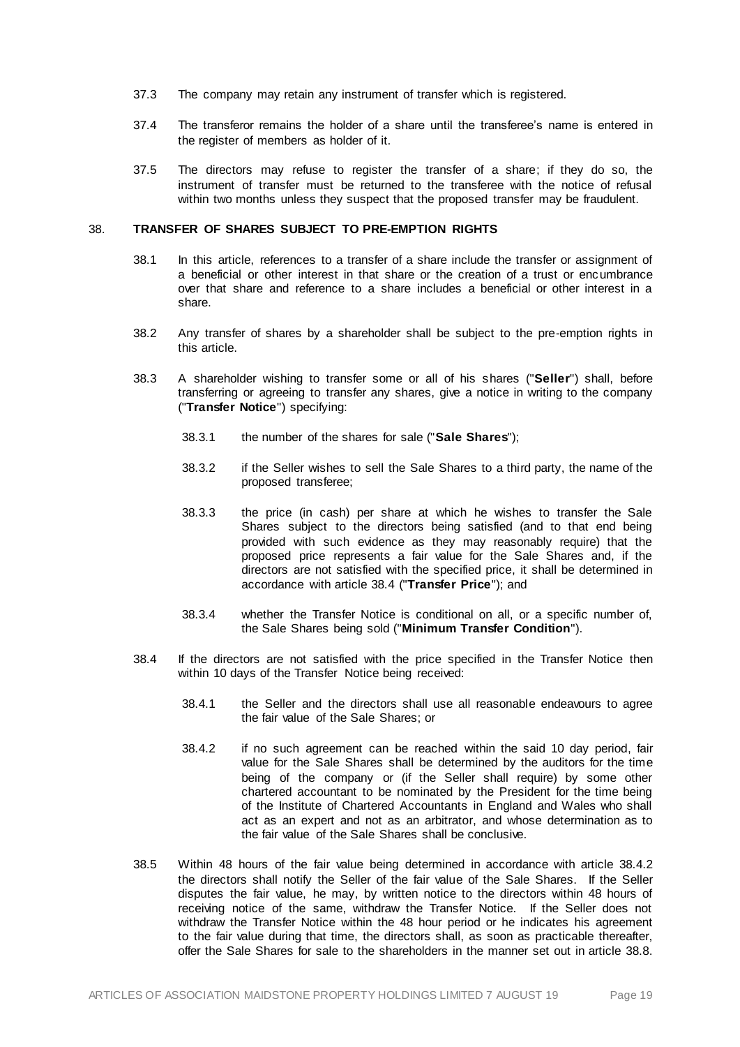37.3 The company may retain any instrument of transfer which is registered.

37.4 The transferor remains the holder of a share until the transferee's name is entered in the register of members as holder of it.

37.5 The directors may refuse to register the transfer of a share; if they do so, the instrument of transfer must be returned to the transferee with the notice of refusal within two months unless they suspect that the proposed transfer may be fraudulent.

## 38. TRANSFER OF SHARES SUBJECT TO PRE-EMPTION RIGHTS

38.1 In this article, references to a transfer of a share include the transfer or assignment of a beneficial or other interest in that share or the creation of a trust or encumbrance over that share and reference to a share includes a beneficial or other interest in a share.

38.2 Any transfer of shares by a shareholder shall be subject to the pre-emption rights in this article.

38.3 A shareholder wishing to transfer some or all of his shares ("**Seller**") shall, before transferring or agreeing to transfer any shares, give a notice in writing to the company ("**Transfer Notice**") specifying:

38.3.1 the number of the shares for sale ("**Sale Shares**");

38.3.2 if the Seller wishes to sell the Sale Shares to a third party, the name of the proposed transferee;

38.3.3 the price (in cash) per share at which he wishes to transfer the Sale Shares subject to the directors being satisfied (and to that end being provided with such evidence as they may reasonably require) that the proposed price represents a fair value for the Sale Shares and, if the directors are not satisfied with the specified price, it shall be determined in accordance with article 38.4 ("**Transfer Price**"); and

38.3.4 whether the Transfer Notice is conditional on all, or a specific number of, the Sale Shares being sold ("**Minimum Transfer Condition**").

38.4 If the directors are not satisfied with the price specified in the Transfer Notice then within 10 days of the Transfer Notice being received:

38.4.1 the Seller and the directors shall use all reasonable endeavours to agree the fair value of the Sale Shares; or

38.4.2 if no such agreement can be reached within the said 10 day period, fair value for the Sale Shares shall be determined by the auditors for the time being of the company or (if the Seller shall require) by some other chartered accountant to be nominated by the President for the time being of the Institute of Chartered Accountants in England and Wales who shall act as an expert and not as an arbitrator, and whose determination as to the fair value of the Sale Shares shall be conclusive.

38.5 Within 48 hours of the fair value being determined in accordance with article 38.4.2 the directors shall notify the Seller of the fair value of the Sale Shares. If the Seller disputes the fair value, he may, by written notice to the directors within 48 hours of receiving notice of the same, withdraw the Transfer Notice. If the Seller does not withdraw the Transfer Notice within the 48 hour period or he indicates his agreement to the fair value during that time, the directors shall, as soon as practicable thereafter, offer the Sale Shares for sale to the shareholders in the manner set out in article 38.8.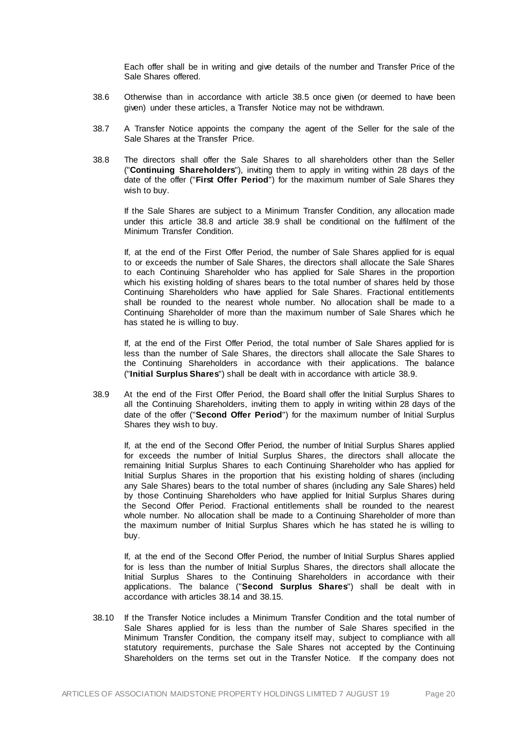Each offer shall be in writing and give details of the number and Transfer Price of the Sale Shares offered.

38.6 Otherwise than in accordance with article 38.5 once given (or deemed to have been given) under these articles, a Transfer Notice may not be withdrawn.

38.7 A Transfer Notice appoints the company the agent of the Seller for the sale of the Sale Shares at the Transfer Price.

38.8 The directors shall offer the Sale Shares to all shareholders other than the Seller ("**Continuing Shareholders**"), inviting them to apply in writing within 28 days of the date of the offer ("**First Offer Period**") for the maximum number of Sale Shares they wish to buy.

If the Sale Shares are subject to a Minimum Transfer Condition, any allocation made under this article 38.8 and article 38.9 shall be conditional on the fulfilment of the Minimum Transfer Condition.

If, at the end of the First Offer Period, the number of Sale Shares applied for is equal to or exceeds the number of Sale Shares, the directors shall allocate the Sale Shares to each Continuing Shareholder who has applied for Sale Shares in the proportion which his existing holding of shares bears to the total number of shares held by those Continuing Shareholders who have applied for Sale Shares. Fractional entitlements shall be rounded to the nearest whole number. No allocation shall be made to a Continuing Shareholder of more than the maximum number of Sale Shares which he has stated he is willing to buy.

If, at the end of the First Offer Period, the total number of Sale Shares applied for is less than the number of Sale Shares, the directors shall allocate the Sale Shares to the Continuing Shareholders in accordance with their applications. The balance ("**Initial Surplus Shares**") shall be dealt with in accordance with article 38.9.

38.9 At the end of the First Offer Period, the Board shall offer the Initial Surplus Shares to all the Continuing Shareholders, inviting them to apply in writing within 28 days of the date of the offer ("**Second Offer Period**") for the maximum number of Initial Surplus Shares they wish to buy.

If, at the end of the Second Offer Period, the number of Initial Surplus Shares applied for exceeds the number of Initial Surplus Shares, the directors shall allocate the remaining Initial Surplus Shares to each Continuing Shareholder who has applied for Initial Surplus Shares in the proportion that his existing holding of shares (including any Sale Shares) bears to the total number of shares (including any Sale Shares) held by those Continuing Shareholders who have applied for Initial Surplus Shares during the Second Offer Period. Fractional entitlements shall be rounded to the nearest whole number. No allocation shall be made to a Continuing Shareholder of more than the maximum number of Initial Surplus Shares which he has stated he is willing to buy.

If, at the end of the Second Offer Period, the number of Initial Surplus Shares applied for is less than the number of Initial Surplus Shares, the directors shall allocate the Initial Surplus Shares to the Continuing Shareholders in accordance with their applications. The balance ("**Second Surplus Shares**") shall be dealt with in accordance with articles 38.14 and 38.15.

38.10 If the Transfer Notice includes a Minimum Transfer Condition and the total number of Sale Shares applied for is less than the number of Sale Shares specified in the Minimum Transfer Condition, the company itself may, subject to compliance with all statutory requirements, purchase the Sale Shares not accepted by the Continuing Shareholders on the terms set out in the Transfer Notice. If the company does not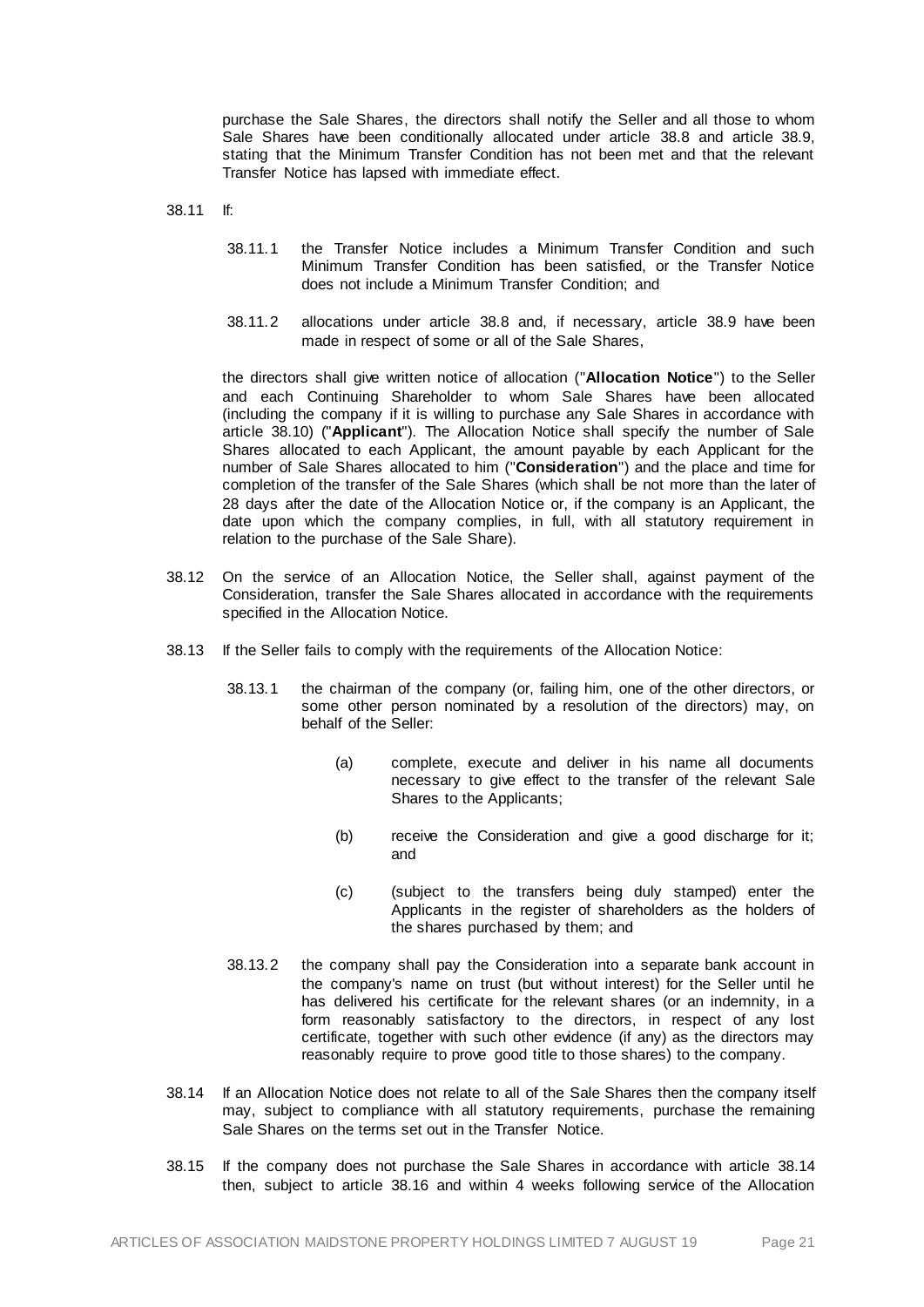purchase the Sale Shares, the directors shall notify the Seller and all those to whom Sale Shares have been conditionally allocated under article 38.8 and article 38.9, stating that the Minimum Transfer Condition has not been met and that the relevant Transfer Notice has lapsed with immediate effect.

38.11 If:

38.11.1 the Transfer Notice includes a Minimum Transfer Condition and such Minimum Transfer Condition has been satisfied, or the Transfer Notice does not include a Minimum Transfer Condition; and

38.11.2 allocations under article 38.8 and, if necessary, article 38.9 have been made in respect of some or all of the Sale Shares,

the directors shall give written notice of allocation ("**Allocation Notice**") to the Seller and each Continuing Shareholder to whom Sale Shares have been allocated (including the company if it is willing to purchase any Sale Shares in accordance with article 38.10) ("**Applicant**"). The Allocation Notice shall specify the number of Sale Shares allocated to each Applicant, the amount payable by each Applicant for the number of Sale Shares allocated to him ("**Consideration**") and the place and time for completion of the transfer of the Sale Shares (which shall be not more than the later of 28 days after the date of the Allocation Notice or, if the company is an Applicant, the date upon which the company complies, in full, with all statutory requirement in relation to the purchase of the Sale Share).

38.12 On the service of an Allocation Notice, the Seller shall, against payment of the Consideration, transfer the Sale Shares allocated in accordance with the requirements specified in the Allocation Notice.

38.13 If the Seller fails to comply with the requirements of the Allocation Notice:

38.13.1 the chairman of the company (or, failing him, one of the other directors, or some other person nominated by a resolution of the directors) may, on behalf of the Seller:

(a) complete, execute and deliver in his name all documents necessary to give effect to the transfer of the relevant Sale Shares to the Applicants;

(b) receive the Consideration and give a good discharge for it; and

(c) (subject to the transfers being duly stamped) enter the Applicants in the register of shareholders as the holders of the shares purchased by them; and

38.13.2 the company shall pay the Consideration into a separate bank account in the company's name on trust (but without interest) for the Seller until he has delivered his certificate for the relevant shares (or an indemnity, in a form reasonably satisfactory to the directors, in respect of any lost certificate, together with such other evidence (if any) as the directors may reasonably require to prove good title to those shares) to the company.

38.14 If an Allocation Notice does not relate to all of the Sale Shares then the company itself may, subject to compliance with all statutory requirements, purchase the remaining Sale Shares on the terms set out in the Transfer Notice.

38.15 If the company does not purchase the Sale Shares in accordance with article 38.14 then, subject to article 38.16 and within 4 weeks following service of the Allocation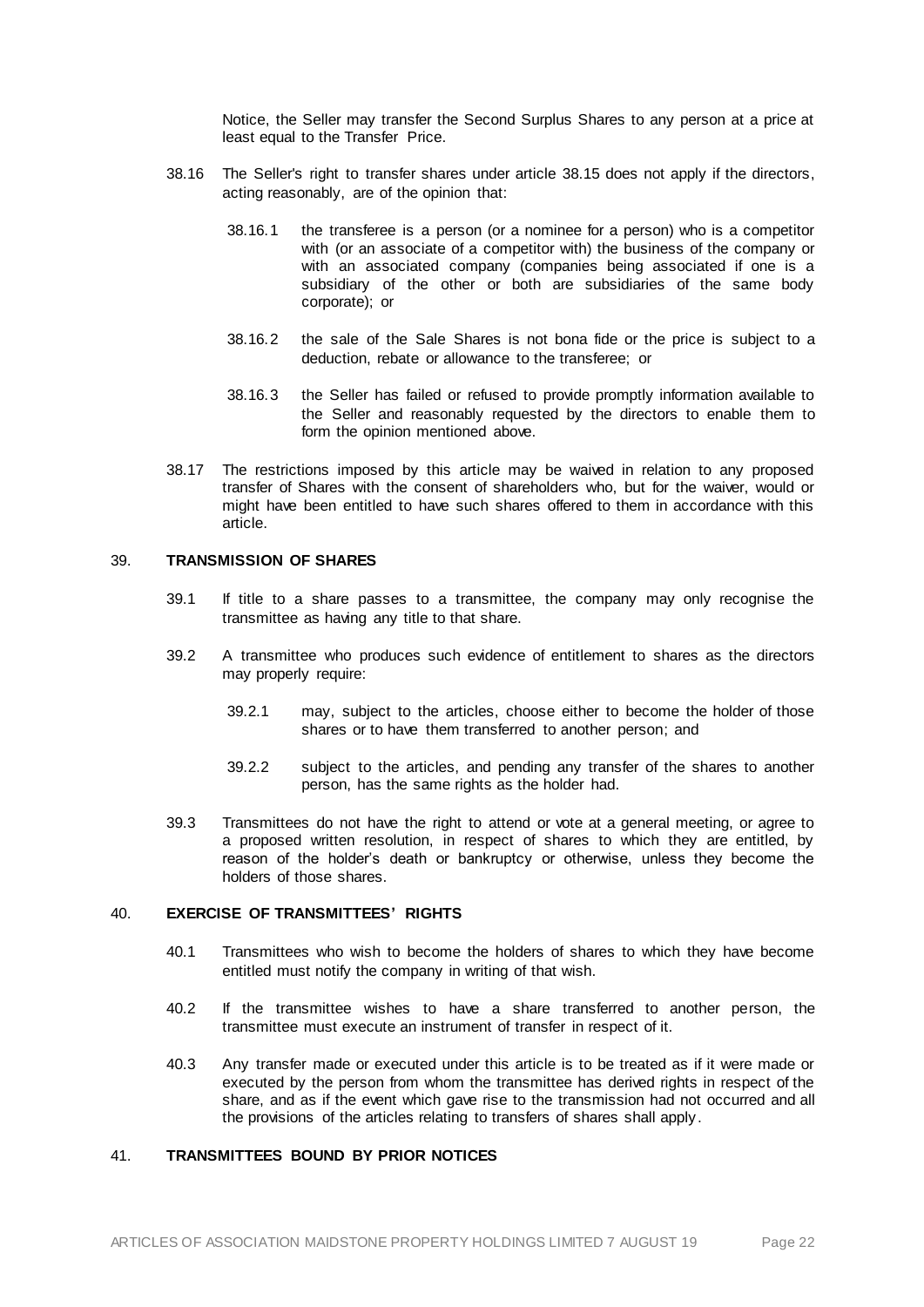Notice, the Seller may transfer the Second Surplus Shares to any person at a price at least equal to the Transfer Price.

38.16 The Seller's right to transfer shares under article 38.15 does not apply if the directors, acting reasonably, are of the opinion that:

38.16.1 the transferee is a person (or a nominee for a person) who is a competitor with (or an associate of a competitor with) the business of the company or with an associated company (companies being associated if one is a subsidiary of the other or both are subsidiaries of the same body corporate); or

38.16.2 the sale of the Sale Shares is not bona fide or the price is subject to a deduction, rebate or allowance to the transferee; or

38.16.3 the Seller has failed or refused to provide promptly information available to the Seller and reasonably requested by the directors to enable them to form the opinion mentioned above.

38.17 The restrictions imposed by this article may be waived in relation to any proposed transfer of Shares with the consent of shareholders who, but for the waiver, would or might have been entitled to have such shares offered to them in accordance with this article.

## 39. TRANSMISSION OF SHARES

39.1 If title to a share passes to a transmittee, the company may only recognise the transmittee as having any title to that share.

39.2 A transmittee who produces such evidence of entitlement to shares as the directors may properly require:

39.2.1 may, subject to the articles, choose either to become the holder of those shares or to have them transferred to another person; and

39.2.2 subject to the articles, and pending any transfer of the shares to another person, has the same rights as the holder had.

39.3 Transmittees do not have the right to attend or vote at a general meeting, or agree to a proposed written resolution, in respect of shares to which they are entitled, by reason of the holder's death or bankruptcy or otherwise, unless they become the holders of those shares.

## 40. EXERCISE OF TRANSMITTEES' RIGHTS

40.1 Transmittees who wish to become the holders of shares to which they have become entitled must notify the company in writing of that wish.

40.2 If the transmittee wishes to have a share transferred to another person, the transmittee must execute an instrument of transfer in respect of it.

40.3 Any transfer made or executed under this article is to be treated as if it were made or executed by the person from whom the transmittee has derived rights in respect of the share, and as if the event which gave rise to the transmission had not occurred and all the provisions of the articles relating to transfers of shares shall apply.

## 41. TRANSMITTEES BOUND BY PRIOR NOTICES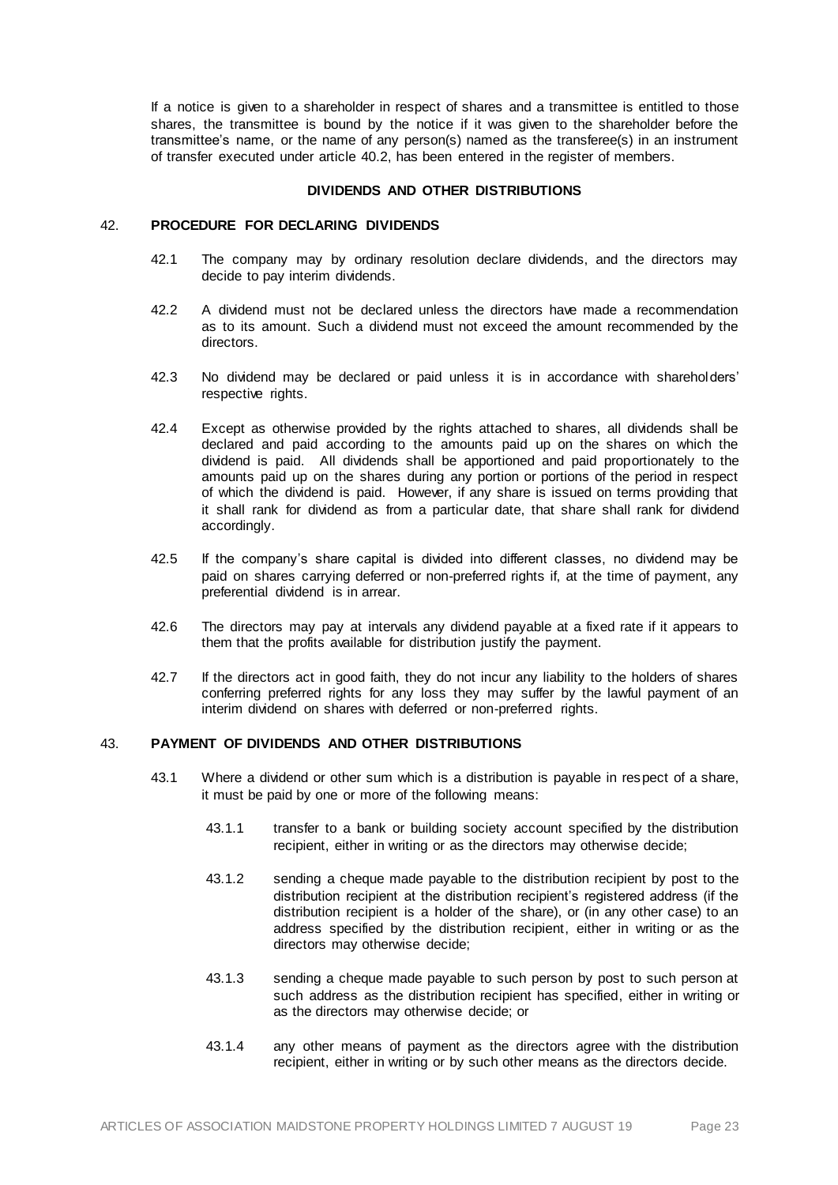If a notice is given to a shareholder in respect of shares and a transmittee is entitled to those shares, the transmittee is bound by the notice if it was given to the shareholder before the transmittee's name, or the name of any person(s) named as the transferee(s) in an instrument of transfer executed under article 40.2, has been entered in the register of members.

## DIVIDENDS AND OTHER DISTRIBUTIONS

### 42. PROCEDURE FOR DECLARING DIVIDENDS

42.1 The company may by ordinary resolution declare dividends, and the directors may decide to pay interim dividends.

42.2 A dividend must not be declared unless the directors have made a recommendation as to its amount. Such a dividend must not exceed the amount recommended by the directors.

42.3 No dividend may be declared or paid unless it is in accordance with shareholders' respective rights.

42.4 Except as otherwise provided by the rights attached to shares, all dividends shall be declared and paid according to the amounts paid up on the shares on which the dividend is paid. All dividends shall be apportioned and paid proportionately to the amounts paid up on the shares during any portion or portions of the period in respect of which the dividend is paid. However, if any share is issued on terms providing that it shall rank for dividend as from a particular date, that share shall rank for dividend accordingly.

42.5 If the company's share capital is divided into different classes, no dividend may be paid on shares carrying deferred or non-preferred rights if, at the time of payment, any preferential dividend is in arrear.

42.6 The directors may pay at intervals any dividend payable at a fixed rate if it appears to them that the profits available for distribution justify the payment.

42.7 If the directors act in good faith, they do not incur any liability to the holders of shares conferring preferred rights for any loss they may suffer by the lawful payment of an interim dividend on shares with deferred or non-preferred rights.

### 43. PAYMENT OF DIVIDENDS AND OTHER DISTRIBUTIONS

43.1 Where a dividend or other sum which is a distribution is payable in respect of a share, it must be paid by one or more of the following means:

43.1.1 transfer to a bank or building society account specified by the distribution recipient, either in writing or as the directors may otherwise decide;

43.1.2 sending a cheque made payable to the distribution recipient by post to the distribution recipient at the distribution recipient's registered address (if the distribution recipient is a holder of the share), or (in any other case) to an address specified by the distribution recipient, either in writing or as the directors may otherwise decide;

43.1.3 sending a cheque made payable to such person by post to such person at such address as the distribution recipient has specified, either in writing or as the directors may otherwise decide; or

43.1.4 any other means of payment as the directors agree with the distribution recipient, either in writing or by such other means as the directors decide.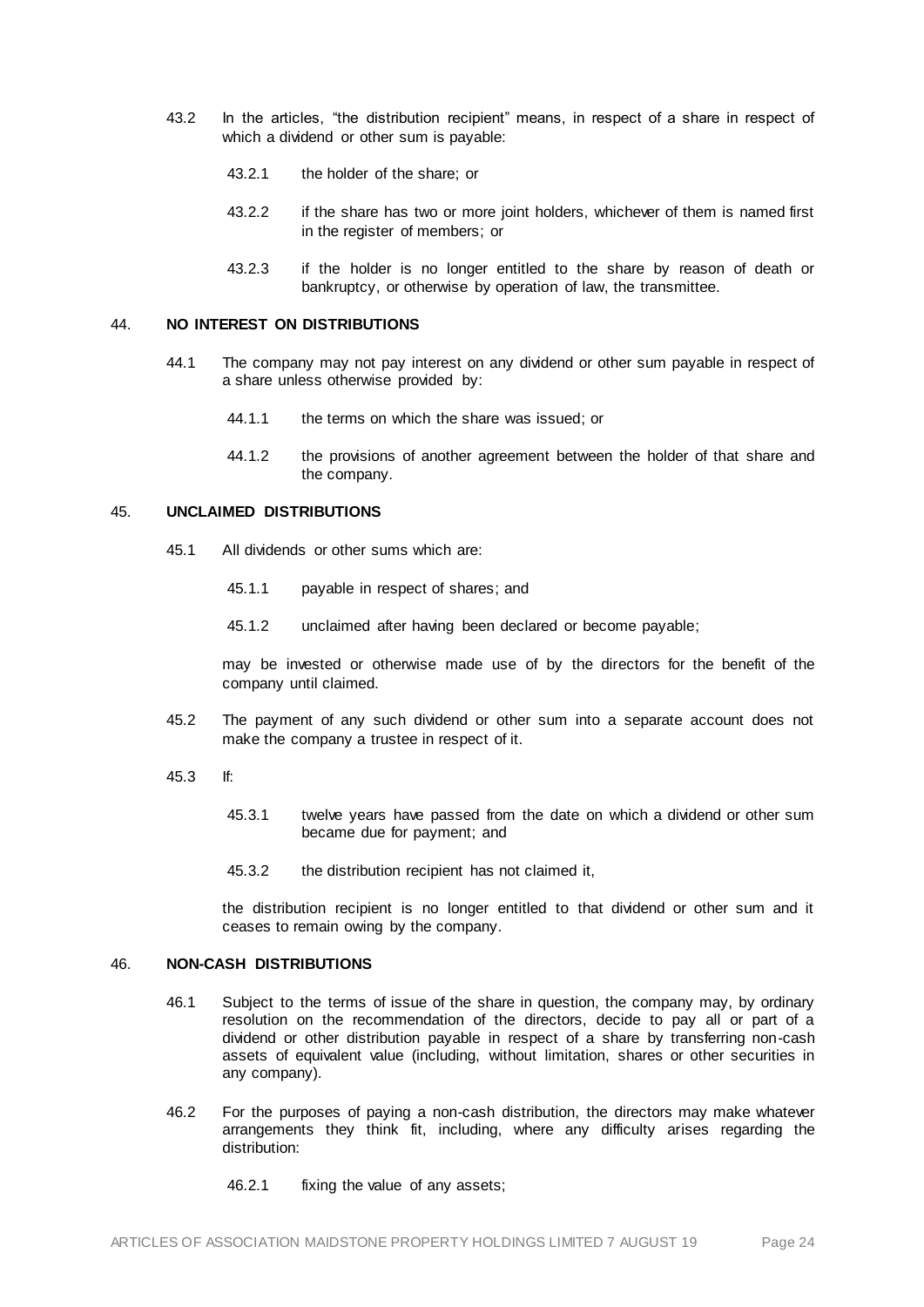43.2 In the articles, "the distribution recipient" means, in respect of a share in respect of which a dividend or other sum is payable:

43.2.1 the holder of the share; or

43.2.2 if the share has two or more joint holders, whichever of them is named first in the register of members; or

43.2.3 if the holder is no longer entitled to the share by reason of death or bankruptcy, or otherwise by operation of law, the transmittee.

## 44. NO INTEREST ON DISTRIBUTIONS

44.1 The company may not pay interest on any dividend or other sum payable in respect of a share unless otherwise provided by:

44.1.1 the terms on which the share was issued; or

44.1.2 the provisions of another agreement between the holder of that share and the company.

## 45. UNCLAIMED DISTRIBUTIONS

45.1 All dividends or other sums which are:

45.1.1 payable in respect of shares; and

45.1.2 unclaimed after having been declared or become payable;

may be invested or otherwise made use of by the directors for the benefit of the company until claimed.

45.2 The payment of any such dividend or other sum into a separate account does not make the company a trustee in respect of it.

45.3 If:

45.3.1 twelve years have passed from the date on which a dividend or other sum became due for payment; and

45.3.2 the distribution recipient has not claimed it,

the distribution recipient is no longer entitled to that dividend or other sum and it ceases to remain owing by the company.

## 46. NON-CASH DISTRIBUTIONS

46.1 Subject to the terms of issue of the share in question, the company may, by ordinary resolution on the recommendation of the directors, decide to pay all or part of a dividend or other distribution payable in respect of a share by transferring non-cash assets of equivalent value (including, without limitation, shares or other securities in any company).

46.2 For the purposes of paying a non-cash distribution, the directors may make whatever arrangements they think fit, including, where any difficulty arises regarding the distribution:

46.2.1 fixing the value of any assets;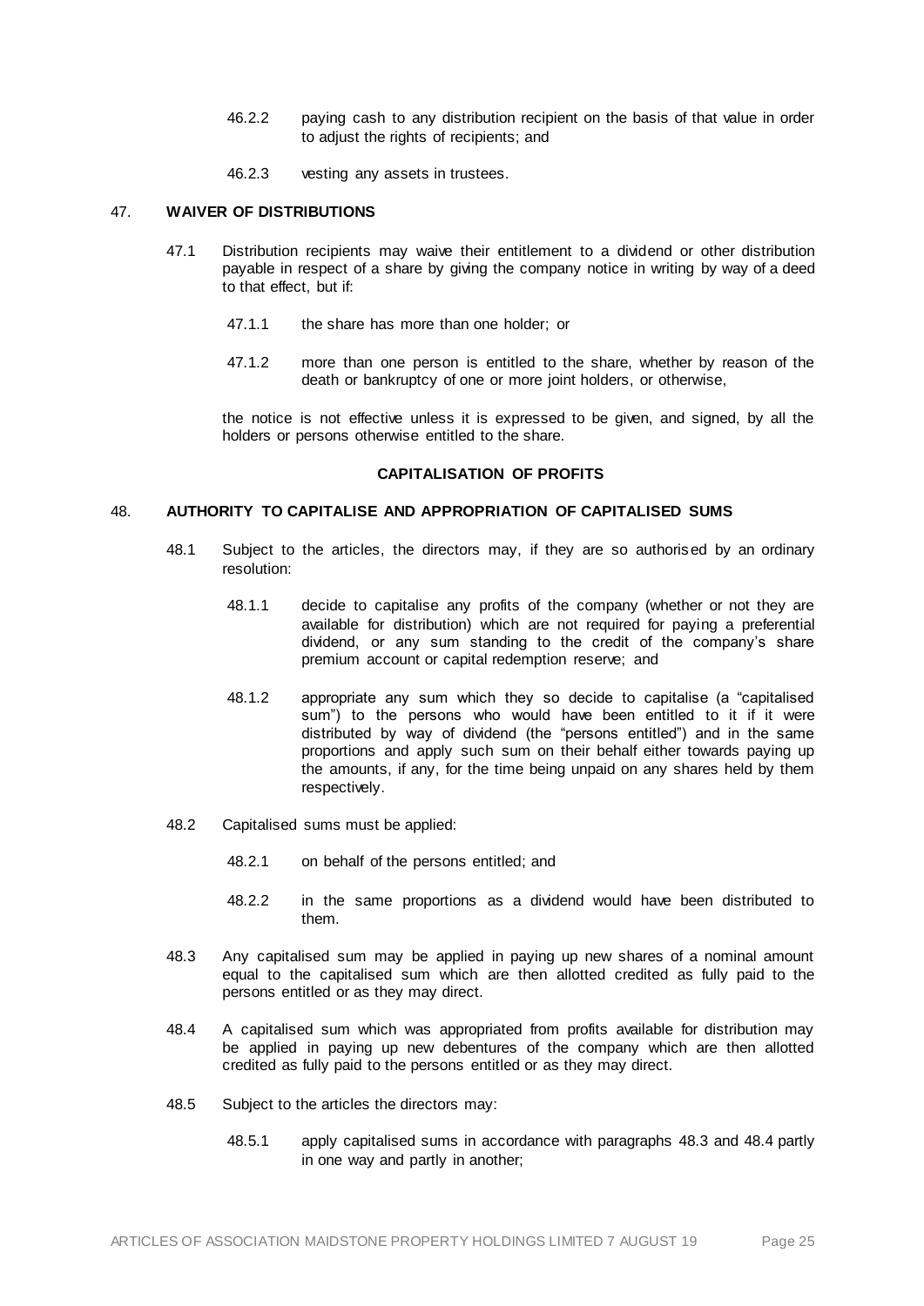46.2.2 paying cash to any distribution recipient on the basis of that value in order to adjust the rights of recipients; and

46.2.3 vesting any assets in trustees.

## 47. WAIVER OF DISTRIBUTIONS

47.1 Distribution recipients may waive their entitlement to a dividend or other distribution payable in respect of a share by giving the company notice in writing by way of a deed to that effect, but if:

47.1.1 the share has more than one holder; or

47.1.2 more than one person is entitled to the share, whether by reason of the death or bankruptcy of one or more joint holders, or otherwise,

the notice is not effective unless it is expressed to be given, and signed, by all the holders or persons otherwise entitled to the share.

## CAPITALISATION OF PROFITS

## 48. AUTHORITY TO CAPITALISE AND APPROPRIATION OF CAPITALISED SUMS

48.1 Subject to the articles, the directors may, if they are so authorised by an ordinary resolution:

48.1.1 decide to capitalise any profits of the company (whether or not they are available for distribution) which are not required for paying a preferential dividend, or any sum standing to the credit of the company's share premium account or capital redemption reserve; and

48.1.2 appropriate any sum which they so decide to capitalise (a "capitalised sum") to the persons who would have been entitled to it if it were distributed by way of dividend (the "persons entitled") and in the same proportions and apply such sum on their behalf either towards paying up the amounts, if any, for the time being unpaid on any shares held by them respectively.

48.2 Capitalised sums must be applied:

48.2.1 on behalf of the persons entitled; and

48.2.2 in the same proportions as a dividend would have been distributed to them.

48.3 Any capitalised sum may be applied in paying up new shares of a nominal amount equal to the capitalised sum which are then allotted credited as fully paid to the persons entitled or as they may direct.

48.4 A capitalised sum which was appropriated from profits available for distribution may be applied in paying up new debentures of the company which are then allotted credited as fully paid to the persons entitled or as they may direct.

48.5 Subject to the articles the directors may:

48.5.1 apply capitalised sums in accordance with paragraphs 48.3 and 48.4 partly in one way and partly in another;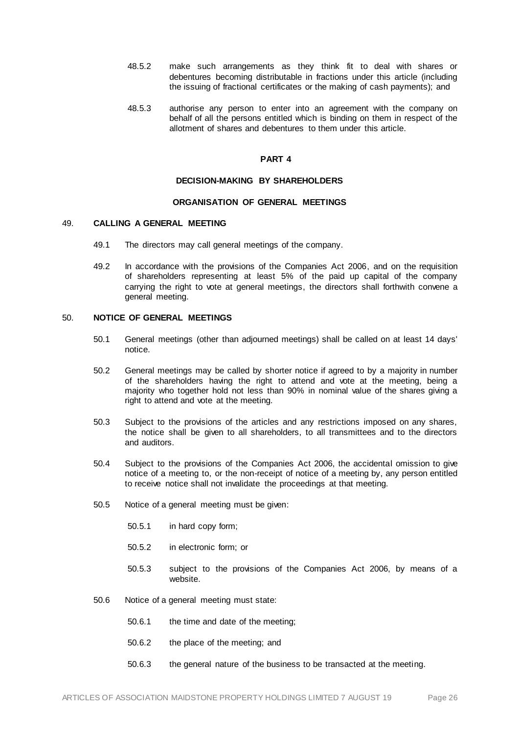48.5.2 make such arrangements as they think fit to deal with shares or debentures becoming distributable in fractions under this article (including the issuing of fractional certificates or the making of cash payments); and

48.5.3 authorise any person to enter into an agreement with the company on behalf of all the persons entitled which is binding on them in respect of the allotment of shares and debentures to them under this article.

## PART 4

## DECISION-MAKING BY SHAREHOLDERS

### ORGANISATION OF GENERAL MEETINGS

### 49. CALLING A GENERAL MEETING

49.1 The directors may call general meetings of the company.

49.2 In accordance with the provisions of the Companies Act 2006, and on the requisition of shareholders representing at least 5% of the paid up capital of the company carrying the right to vote at general meetings, the directors shall forthwith convene a general meeting.

### 50. NOTICE OF GENERAL MEETINGS

50.1 General meetings (other than adjourned meetings) shall be called on at least 14 days' notice.

50.2 General meetings may be called by shorter notice if agreed to by a majority in number of the shareholders having the right to attend and vote at the meeting, being a majority who together hold not less than 90% in nominal value of the shares giving a right to attend and vote at the meeting.

50.3 Subject to the provisions of the articles and any restrictions imposed on any shares, the notice shall be given to all shareholders, to all transmittees and to the directors and auditors.

50.4 Subject to the provisions of the Companies Act 2006, the accidental omission to give notice of a meeting to, or the non-receipt of notice of a meeting by, any person entitled to receive notice shall not invalidate the proceedings at that meeting.

50.5 Notice of a general meeting must be given:

50.5.1 in hard copy form;

50.5.2 in electronic form; or

50.5.3 subject to the provisions of the Companies Act 2006, by means of a website.

50.6 Notice of a general meeting must state:

50.6.1 the time and date of the meeting;

50.6.2 the place of the meeting; and

50.6.3 the general nature of the business to be transacted at the meeting.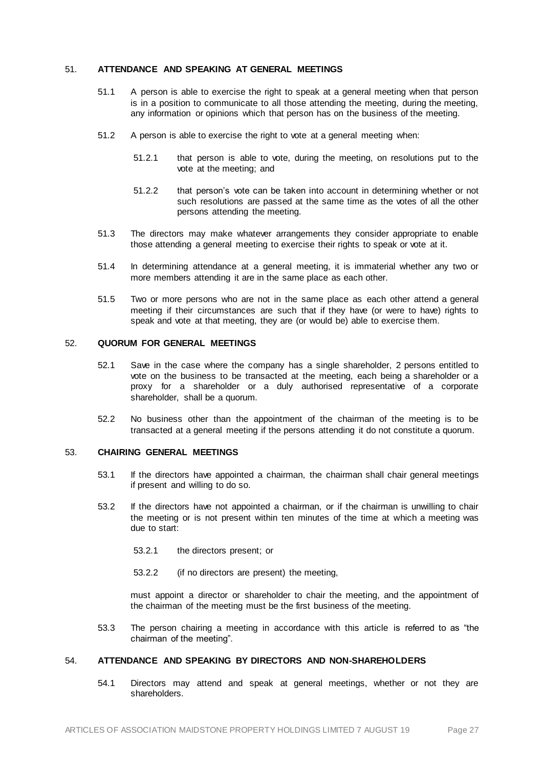## 51. ATTENDANCE AND SPEAKING AT GENERAL MEETINGS

51.1 A person is able to exercise the right to speak at a general meeting when that person is in a position to communicate to all those attending the meeting, during the meeting, any information or opinions which that person has on the business of the meeting.

51.2 A person is able to exercise the right to vote at a general meeting when:

51.2.1 that person is able to vote, during the meeting, on resolutions put to the vote at the meeting; and

51.2.2 that person's vote can be taken into account in determining whether or not such resolutions are passed at the same time as the votes of all the other persons attending the meeting.

51.3 The directors may make whatever arrangements they consider appropriate to enable those attending a general meeting to exercise their rights to speak or vote at it.

51.4 In determining attendance at a general meeting, it is immaterial whether any two or more members attending it are in the same place as each other.

51.5 Two or more persons who are not in the same place as each other attend a general meeting if their circumstances are such that if they have (or were to have) rights to speak and vote at that meeting, they are (or would be) able to exercise them.

## 52. QUORUM FOR GENERAL MEETINGS

52.1 Save in the case where the company has a single shareholder, 2 persons entitled to vote on the business to be transacted at the meeting, each being a shareholder or a proxy for a shareholder or a duly authorised representative of a corporate shareholder, shall be a quorum.

52.2 No business other than the appointment of the chairman of the meeting is to be transacted at a general meeting if the persons attending it do not constitute a quorum.

## 53. CHAIRING GENERAL MEETINGS

53.1 If the directors have appointed a chairman, the chairman shall chair general meetings if present and willing to do so.

53.2 If the directors have not appointed a chairman, or if the chairman is unwilling to chair the meeting or is not present within ten minutes of the time at which a meeting was due to start:

53.2.1 the directors present; or

53.2.2 (if no directors are present) the meeting,

must appoint a director or shareholder to chair the meeting, and the appointment of the chairman of the meeting must be the first business of the meeting.

53.3 The person chairing a meeting in accordance with this article is referred to as "the chairman of the meeting".

## 54. ATTENDANCE AND SPEAKING BY DIRECTORS AND NON-SHAREHOLDERS

54.1 Directors may attend and speak at general meetings, whether or not they are shareholders.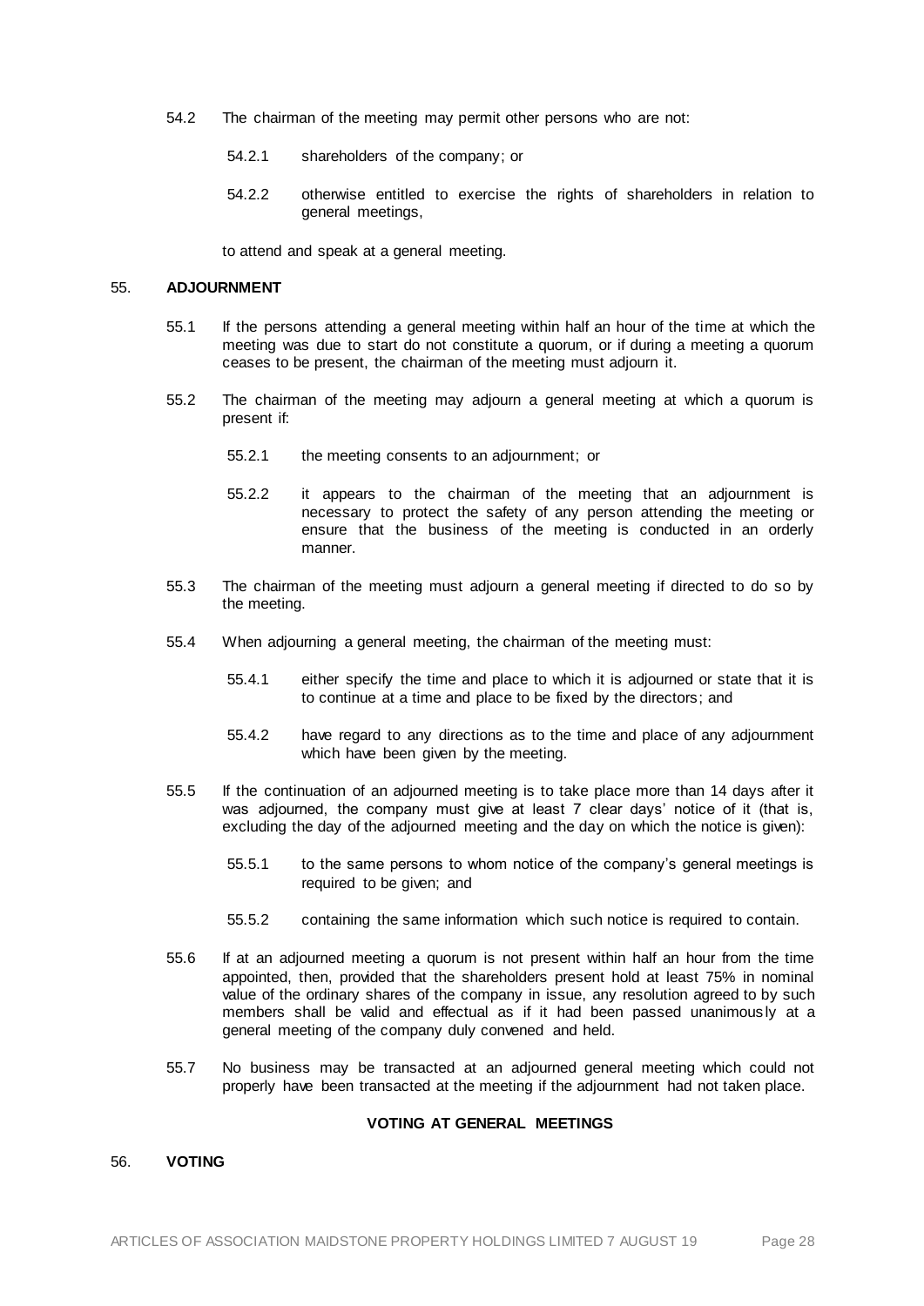54.2 The chairman of the meeting may permit other persons who are not:

  54.2.1 shareholders of the company; or

  54.2.2 otherwise entitled to exercise the rights of shareholders in relation to general meetings,

to attend and speak at a general meeting.

## 55. **ADJOURNMENT**

55.1 If the persons attending a general meeting within half an hour of the time at which the meeting was due to start do not constitute a quorum, or if during a meeting a quorum ceases to be present, the chairman of the meeting must adjourn it.

55.2 The chairman of the meeting may adjourn a general meeting at which a quorum is present if:

  55.2.1 the meeting consents to an adjournment; or

  55.2.2 it appears to the chairman of the meeting that an adjournment is necessary to protect the safety of any person attending the meeting or ensure that the business of the meeting is conducted in an orderly manner.

55.3 The chairman of the meeting must adjourn a general meeting if directed to do so by the meeting.

55.4 When adjourning a general meeting, the chairman of the meeting must:

  55.4.1 either specify the time and place to which it is adjourned or state that it is to continue at a time and place to be fixed by the directors; and

  55.4.2 have regard to any directions as to the time and place of any adjournment which have been given by the meeting.

55.5 If the continuation of an adjourned meeting is to take place more than 14 days after it was adjourned, the company must give at least 7 clear days' notice of it (that is, excluding the day of the adjourned meeting and the day on which the notice is given):

  55.5.1 to the same persons to whom notice of the company's general meetings is required to be given; and

  55.5.2 containing the same information which such notice is required to contain.

55.6 If at an adjourned meeting a quorum is not present within half an hour from the time appointed, then, provided that the shareholders present hold at least 75% in nominal value of the ordinary shares of the company in issue, any resolution agreed to by such members shall be valid and effectual as if it had been passed unanimously at a general meeting of the company duly convened and held.

55.7 No business may be transacted at an adjourned general meeting which could not properly have been transacted at the meeting if the adjournment had not taken place.

### **VOTING AT GENERAL MEETINGS**

## 56. **VOTING**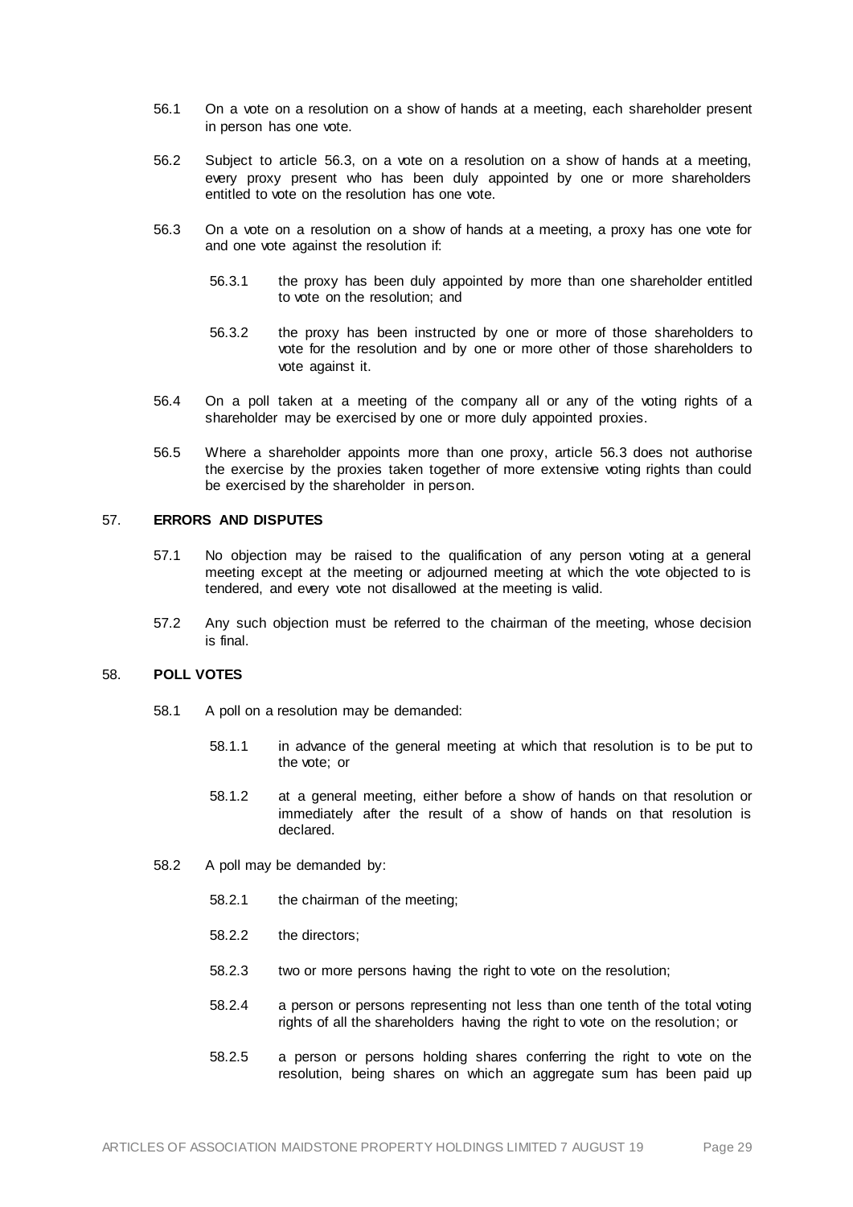56.1 On a vote on a resolution on a show of hands at a meeting, each shareholder present in person has one vote.

56.2 Subject to article 56.3, on a vote on a resolution on a show of hands at a meeting, every proxy present who has been duly appointed by one or more shareholders entitled to vote on the resolution has one vote.

56.3 On a vote on a resolution on a show of hands at a meeting, a proxy has one vote for and one vote against the resolution if:

> 56.3.1 the proxy has been duly appointed by more than one shareholder entitled to vote on the resolution; and
>
> 56.3.2 the proxy has been instructed by one or more of those shareholders to vote for the resolution and by one or more other of those shareholders to vote against it.

56.4 On a poll taken at a meeting of the company all or any of the voting rights of a shareholder may be exercised by one or more duly appointed proxies.

56.5 Where a shareholder appoints more than one proxy, article 56.3 does not authorise the exercise by the proxies taken together of more extensive voting rights than could be exercised by the shareholder in person.

## 57. ERRORS AND DISPUTES

57.1 No objection may be raised to the qualification of any person voting at a general meeting except at the meeting or adjourned meeting at which the vote objected to is tendered, and every vote not disallowed at the meeting is valid.

57.2 Any such objection must be referred to the chairman of the meeting, whose decision is final.

## 58. POLL VOTES

58.1 A poll on a resolution may be demanded:

> 58.1.1 in advance of the general meeting at which that resolution is to be put to the vote; or
>
> 58.1.2 at a general meeting, either before a show of hands on that resolution or immediately after the result of a show of hands on that resolution is declared.

58.2 A poll may be demanded by:

> 58.2.1 the chairman of the meeting;
>
> 58.2.2 the directors;
>
> 58.2.3 two or more persons having the right to vote on the resolution;
>
> 58.2.4 a person or persons representing not less than one tenth of the total voting rights of all the shareholders having the right to vote on the resolution; or
>
> 58.2.5 a person or persons holding shares conferring the right to vote on the resolution, being shares on which an aggregate sum has been paid up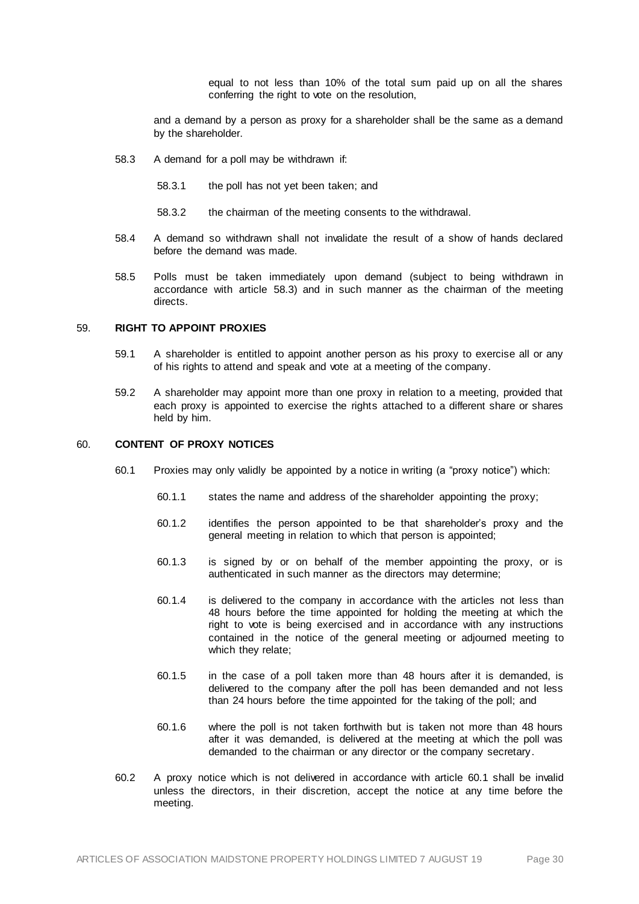equal to not less than 10% of the total sum paid up on all the shares conferring the right to vote on the resolution,

and a demand by a person as proxy for a shareholder shall be the same as a demand by the shareholder.

58.3 A demand for a poll may be withdrawn if:

58.3.1 the poll has not yet been taken; and

58.3.2 the chairman of the meeting consents to the withdrawal.

58.4 A demand so withdrawn shall not invalidate the result of a show of hands declared before the demand was made.

58.5 Polls must be taken immediately upon demand (subject to being withdrawn in accordance with article 58.3) and in such manner as the chairman of the meeting directs.

## 59. **RIGHT TO APPOINT PROXIES**

59.1 A shareholder is entitled to appoint another person as his proxy to exercise all or any of his rights to attend and speak and vote at a meeting of the company.

59.2 A shareholder may appoint more than one proxy in relation to a meeting, provided that each proxy is appointed to exercise the rights attached to a different share or shares held by him.

## 60. **CONTENT OF PROXY NOTICES**

60.1 Proxies may only validly be appointed by a notice in writing (a "proxy notice") which:

60.1.1 states the name and address of the shareholder appointing the proxy;

60.1.2 identifies the person appointed to be that shareholder's proxy and the general meeting in relation to which that person is appointed;

60.1.3 is signed by or on behalf of the member appointing the proxy, or is authenticated in such manner as the directors may determine;

60.1.4 is delivered to the company in accordance with the articles not less than 48 hours before the time appointed for holding the meeting at which the right to vote is being exercised and in accordance with any instructions contained in the notice of the general meeting or adjourned meeting to which they relate;

60.1.5 in the case of a poll taken more than 48 hours after it is demanded, is delivered to the company after the poll has been demanded and not less than 24 hours before the time appointed for the taking of the poll; and

60.1.6 where the poll is not taken forthwith but is taken not more than 48 hours after it was demanded, is delivered at the meeting at which the poll was demanded to the chairman or any director or the company secretary.

60.2 A proxy notice which is not delivered in accordance with article 60.1 shall be invalid unless the directors, in their discretion, accept the notice at any time before the meeting.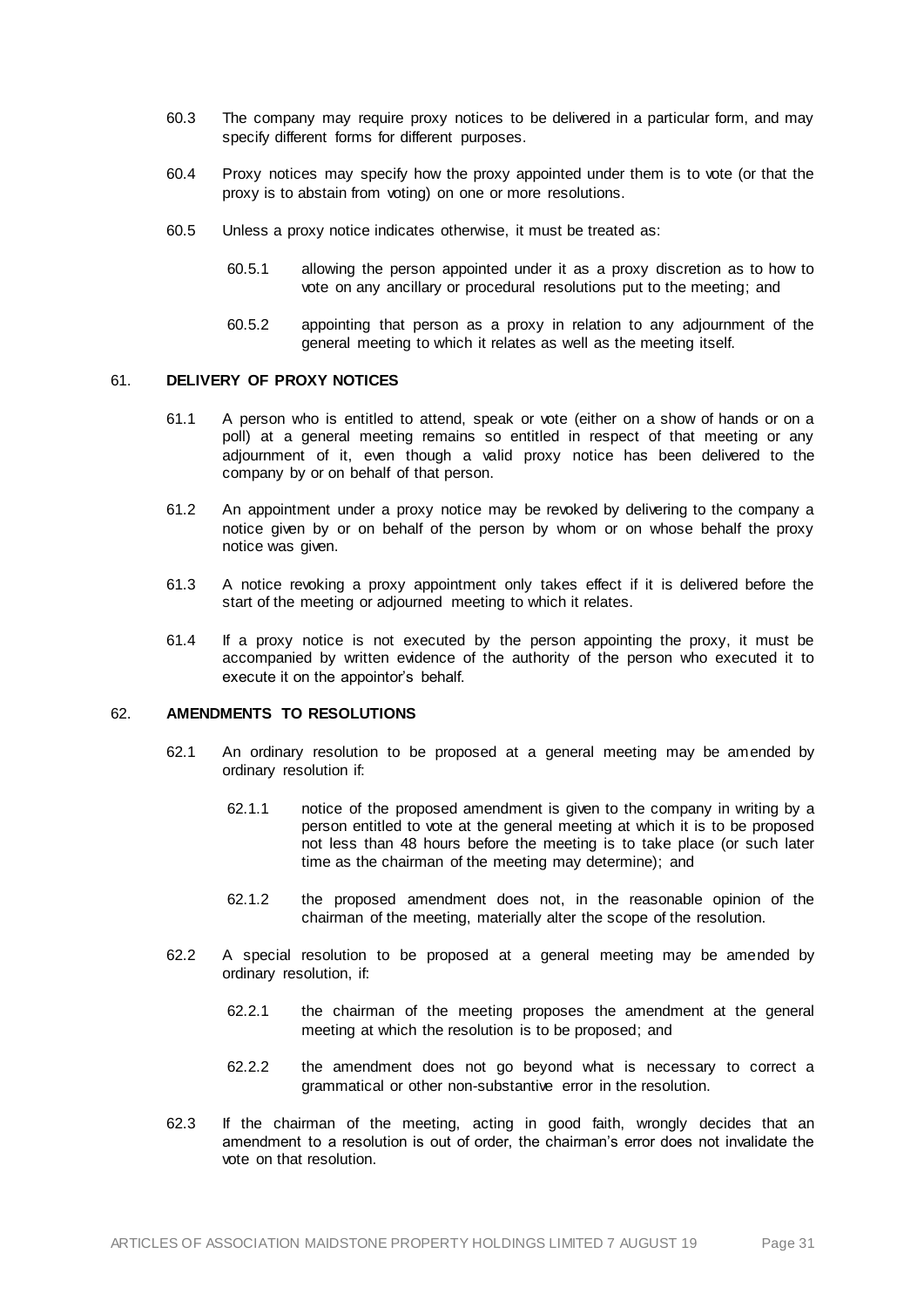60.3 The company may require proxy notices to be delivered in a particular form, and may specify different forms for different purposes.

60.4 Proxy notices may specify how the proxy appointed under them is to vote (or that the proxy is to abstain from voting) on one or more resolutions.

60.5 Unless a proxy notice indicates otherwise, it must be treated as:

60.5.1 allowing the person appointed under it as a proxy discretion as to how to vote on any ancillary or procedural resolutions put to the meeting; and

60.5.2 appointing that person as a proxy in relation to any adjournment of the general meeting to which it relates as well as the meeting itself.

## 61. DELIVERY OF PROXY NOTICES

61.1 A person who is entitled to attend, speak or vote (either on a show of hands or on a poll) at a general meeting remains so entitled in respect of that meeting or any adjournment of it, even though a valid proxy notice has been delivered to the company by or on behalf of that person.

61.2 An appointment under a proxy notice may be revoked by delivering to the company a notice given by or on behalf of the person by whom or on whose behalf the proxy notice was given.

61.3 A notice revoking a proxy appointment only takes effect if it is delivered before the start of the meeting or adjourned meeting to which it relates.

61.4 If a proxy notice is not executed by the person appointing the proxy, it must be accompanied by written evidence of the authority of the person who executed it to execute it on the appointor's behalf.

## 62. AMENDMENTS TO RESOLUTIONS

62.1 An ordinary resolution to be proposed at a general meeting may be amended by ordinary resolution if:

62.1.1 notice of the proposed amendment is given to the company in writing by a person entitled to vote at the general meeting at which it is to be proposed not less than 48 hours before the meeting is to take place (or such later time as the chairman of the meeting may determine); and

62.1.2 the proposed amendment does not, in the reasonable opinion of the chairman of the meeting, materially alter the scope of the resolution.

62.2 A special resolution to be proposed at a general meeting may be amended by ordinary resolution, if:

62.2.1 the chairman of the meeting proposes the amendment at the general meeting at which the resolution is to be proposed; and

62.2.2 the amendment does not go beyond what is necessary to correct a grammatical or other non-substantive error in the resolution.

62.3 If the chairman of the meeting, acting in good faith, wrongly decides that an amendment to a resolution is out of order, the chairman's error does not invalidate the vote on that resolution.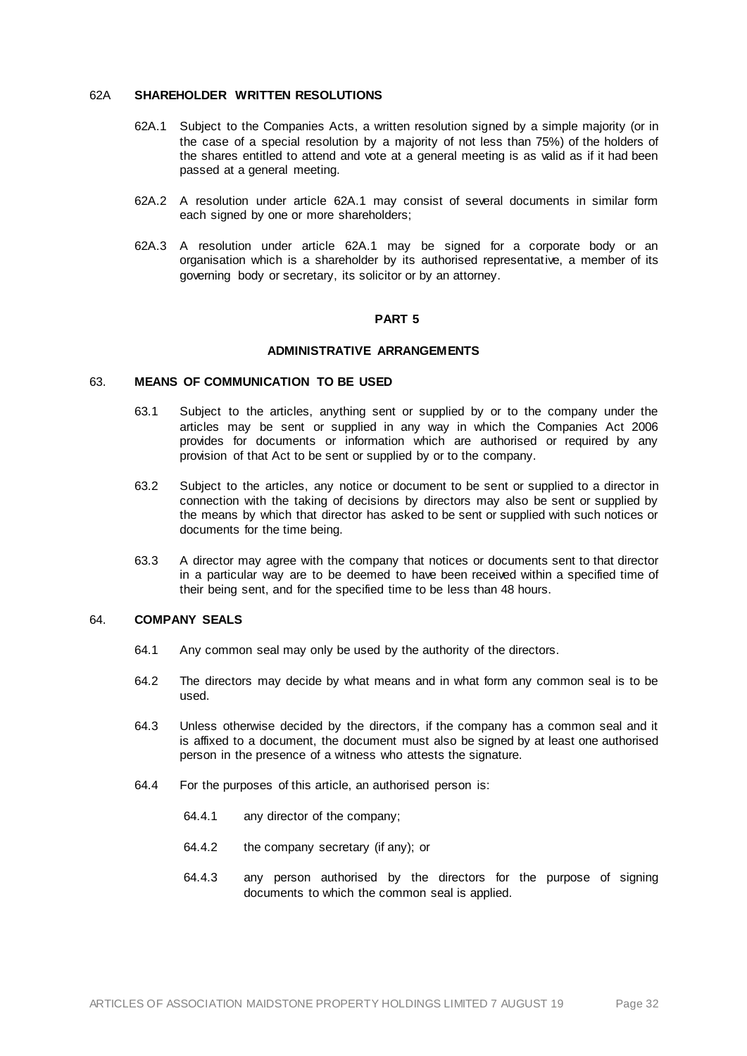## 62A SHAREHOLDER WRITTEN RESOLUTIONS

62A.1 Subject to the Companies Acts, a written resolution signed by a simple majority (or in the case of a special resolution by a majority of not less than 75%) of the holders of the shares entitled to attend and vote at a general meeting is as valid as if it had been passed at a general meeting.

62A.2 A resolution under article 62A.1 may consist of several documents in similar form each signed by one or more shareholders;

62A.3 A resolution under article 62A.1 may be signed for a corporate body or an organisation which is a shareholder by its authorised representative, a member of its governing body or secretary, its solicitor or by an attorney.

# PART 5

# ADMINISTRATIVE ARRANGEMENTS

## 63. MEANS OF COMMUNICATION TO BE USED

63.1 Subject to the articles, anything sent or supplied by or to the company under the articles may be sent or supplied in any way in which the Companies Act 2006 provides for documents or information which are authorised or required by any provision of that Act to be sent or supplied by or to the company.

63.2 Subject to the articles, any notice or document to be sent or supplied to a director in connection with the taking of decisions by directors may also be sent or supplied by the means by which that director has asked to be sent or supplied with such notices or documents for the time being.

63.3 A director may agree with the company that notices or documents sent to that director in a particular way are to be deemed to have been received within a specified time of their being sent, and for the specified time to be less than 48 hours.

## 64. COMPANY SEALS

64.1 Any common seal may only be used by the authority of the directors.

64.2 The directors may decide by what means and in what form any common seal is to be used.

64.3 Unless otherwise decided by the directors, if the company has a common seal and it is affixed to a document, the document must also be signed by at least one authorised person in the presence of a witness who attests the signature.

64.4 For the purposes of this article, an authorised person is:

64.4.1 any director of the company;

64.4.2 the company secretary (if any); or

64.4.3 any person authorised by the directors for the purpose of signing documents to which the common seal is applied.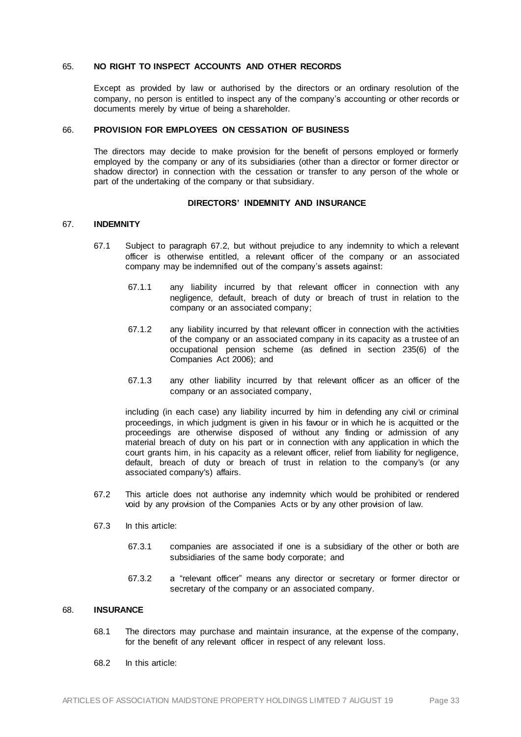## 65. NO RIGHT TO INSPECT ACCOUNTS AND OTHER RECORDS

Except as provided by law or authorised by the directors or an ordinary resolution of the company, no person is entitled to inspect any of the company's accounting or other records or documents merely by virtue of being a shareholder.

## 66. PROVISION FOR EMPLOYEES ON CESSATION OF BUSINESS

The directors may decide to make provision for the benefit of persons employed or formerly employed by the company or any of its subsidiaries (other than a director or former director or shadow director) in connection with the cessation or transfer to any person of the whole or part of the undertaking of the company or that subsidiary.

**DIRECTORS' INDEMNITY AND INSURANCE**

## 67. INDEMNITY

67.1 Subject to paragraph 67.2, but without prejudice to any indemnity to which a relevant officer is otherwise entitled, a relevant officer of the company or an associated company may be indemnified out of the company's assets against:

67.1.1 any liability incurred by that relevant officer in connection with any negligence, default, breach of duty or breach of trust in relation to the company or an associated company;

67.1.2 any liability incurred by that relevant officer in connection with the activities of the company or an associated company in its capacity as a trustee of an occupational pension scheme (as defined in section 235(6) of the Companies Act 2006); and

67.1.3 any other liability incurred by that relevant officer as an officer of the company or an associated company,

including (in each case) any liability incurred by him in defending any civil or criminal proceedings, in which judgment is given in his favour or in which he is acquitted or the proceedings are otherwise disposed of without any finding or admission of any material breach of duty on his part or in connection with any application in which the court grants him, in his capacity as a relevant officer, relief from liability for negligence, default, breach of duty or breach of trust in relation to the company's (or any associated company's) affairs.

67.2 This article does not authorise any indemnity which would be prohibited or rendered void by any provision of the Companies Acts or by any other provision of law.

67.3 In this article:

67.3.1 companies are associated if one is a subsidiary of the other or both are subsidiaries of the same body corporate; and

67.3.2 a "relevant officer" means any director or secretary or former director or secretary of the company or an associated company.

## 68. INSURANCE

68.1 The directors may purchase and maintain insurance, at the expense of the company, for the benefit of any relevant officer in respect of any relevant loss.

68.2 In this article: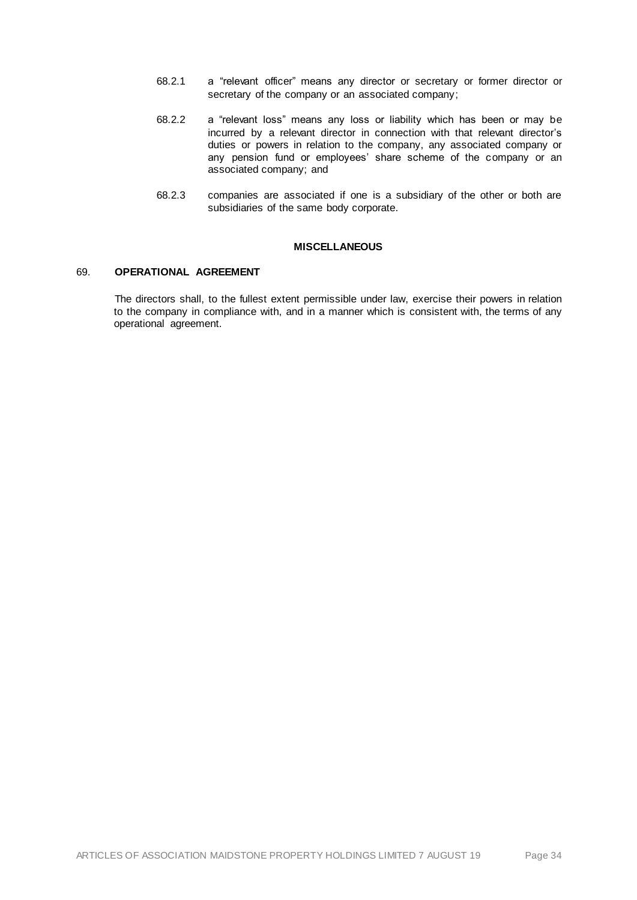68.2.1 a "relevant officer" means any director or secretary or former director or secretary of the company or an associated company;

68.2.2 a "relevant loss" means any loss or liability which has been or may be incurred by a relevant director in connection with that relevant director's duties or powers in relation to the company, any associated company or any pension fund or employees' share scheme of the company or an associated company; and

68.2.3 companies are associated if one is a subsidiary of the other or both are subsidiaries of the same body corporate.

## MISCELLANEOUS

### 69. OPERATIONAL AGREEMENT

The directors shall, to the fullest extent permissible under law, exercise their powers in relation to the company in compliance with, and in a manner which is consistent with, the terms of any operational agreement.